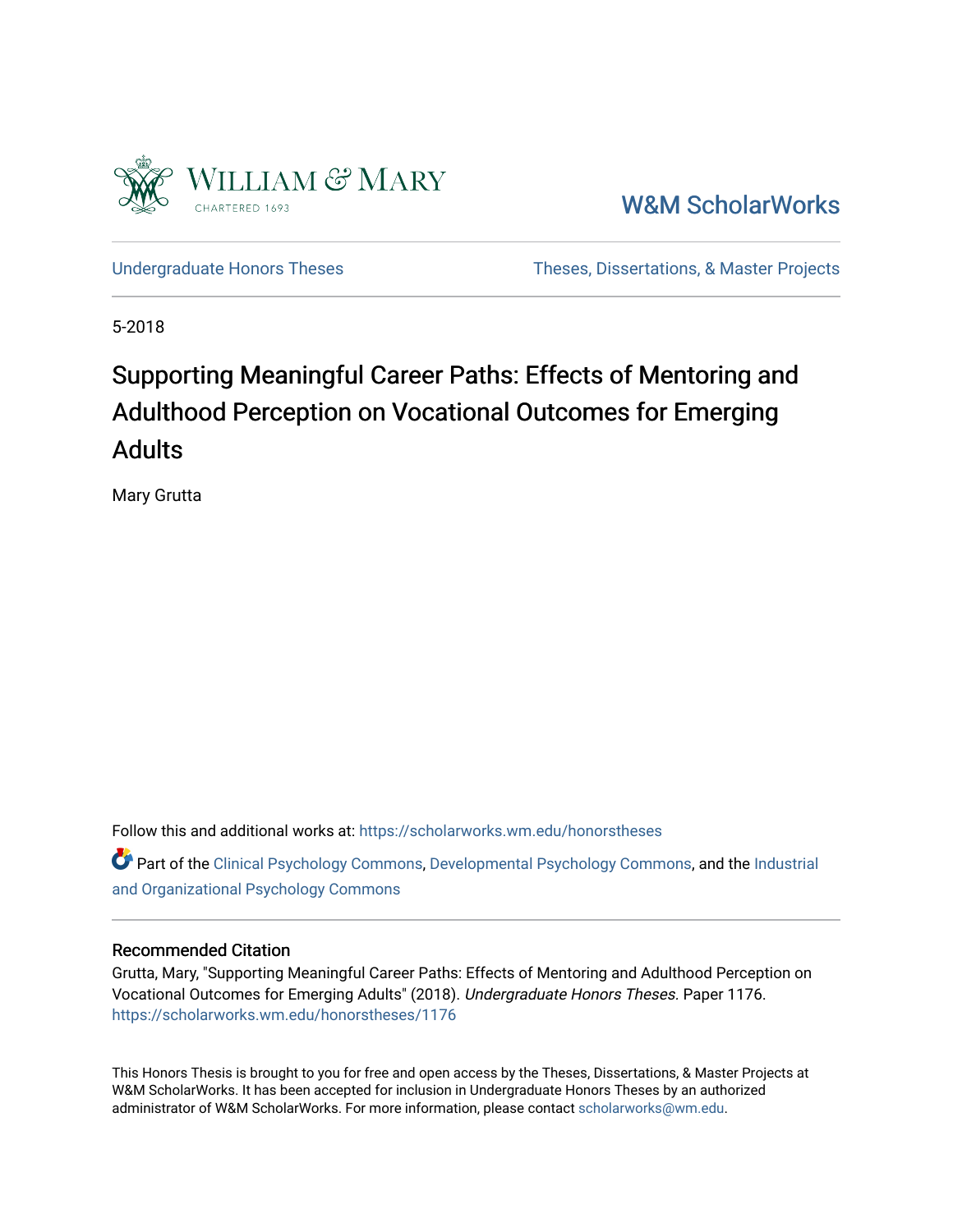William & Mary
CHARTERED 1693

W&M ScholarWorks

Undergraduate Honors Theses

Theses, Dissertations, & Master Projects

5-2018

# Supporting Meaningful Career Paths: Effects of Mentoring and Adulthood Perception on Vocational Outcomes for Emerging Adults

Mary Grutta

Follow this and additional works at: https://scholarworks.wm.edu/honorstheses

Part of the Clinical Psychology Commons, Developmental Psychology Commons, and the Industrial and Organizational Psychology Commons

## Recommended Citation

Grutta, Mary, "Supporting Meaningful Career Paths: Effects of Mentoring and Adulthood Perception on Vocational Outcomes for Emerging Adults" (2018). *Undergraduate Honors Theses.* Paper 1176.
https://scholarworks.wm.edu/honorstheses/1176

This Honors Thesis is brought to you for free and open access by the Theses, Dissertations, & Master Projects at W&M ScholarWorks. It has been accepted for inclusion in Undergraduate Honors Theses by an authorized administrator of W&M ScholarWorks. For more information, please contact scholarworks@wm.edu.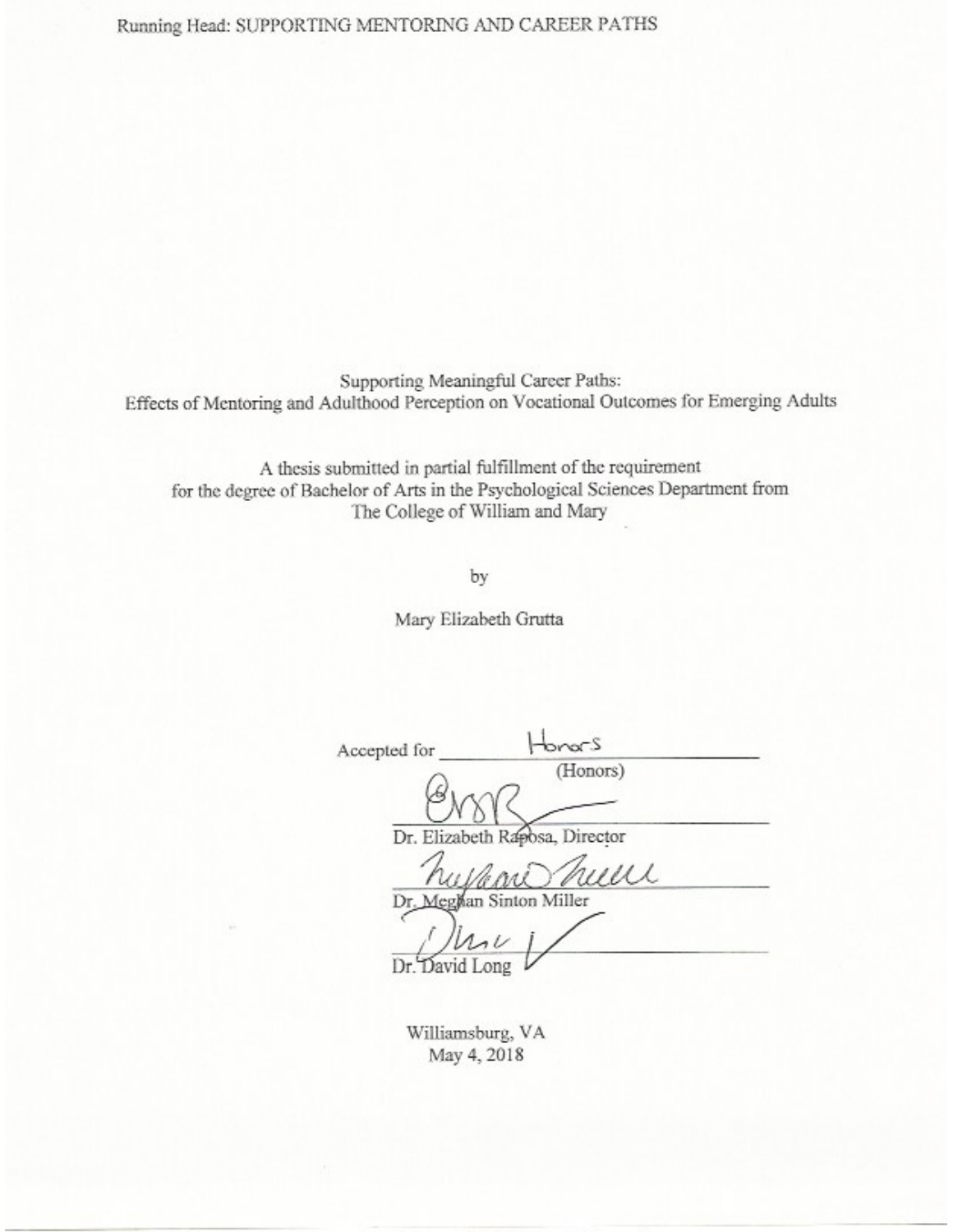Running Head: SUPPORTING MENTORING AND CAREER PATHS

# Supporting Meaningful Career Paths: Effects of Mentoring and Adulthood Perception on Vocational Outcomes for Emerging Adults

A thesis submitted in partial fulfillment of the requirement for the degree of Bachelor of Arts in the Psychological Sciences Department from The College of William and Mary

by

Mary Elizabeth Grutta

Accepted for Honors
(Honors)

Dr. Elizabeth Raposa, Director

Dr. Meghan Sinton Miller

Dr. David Long

Williamsburg, VA
May 4, 2018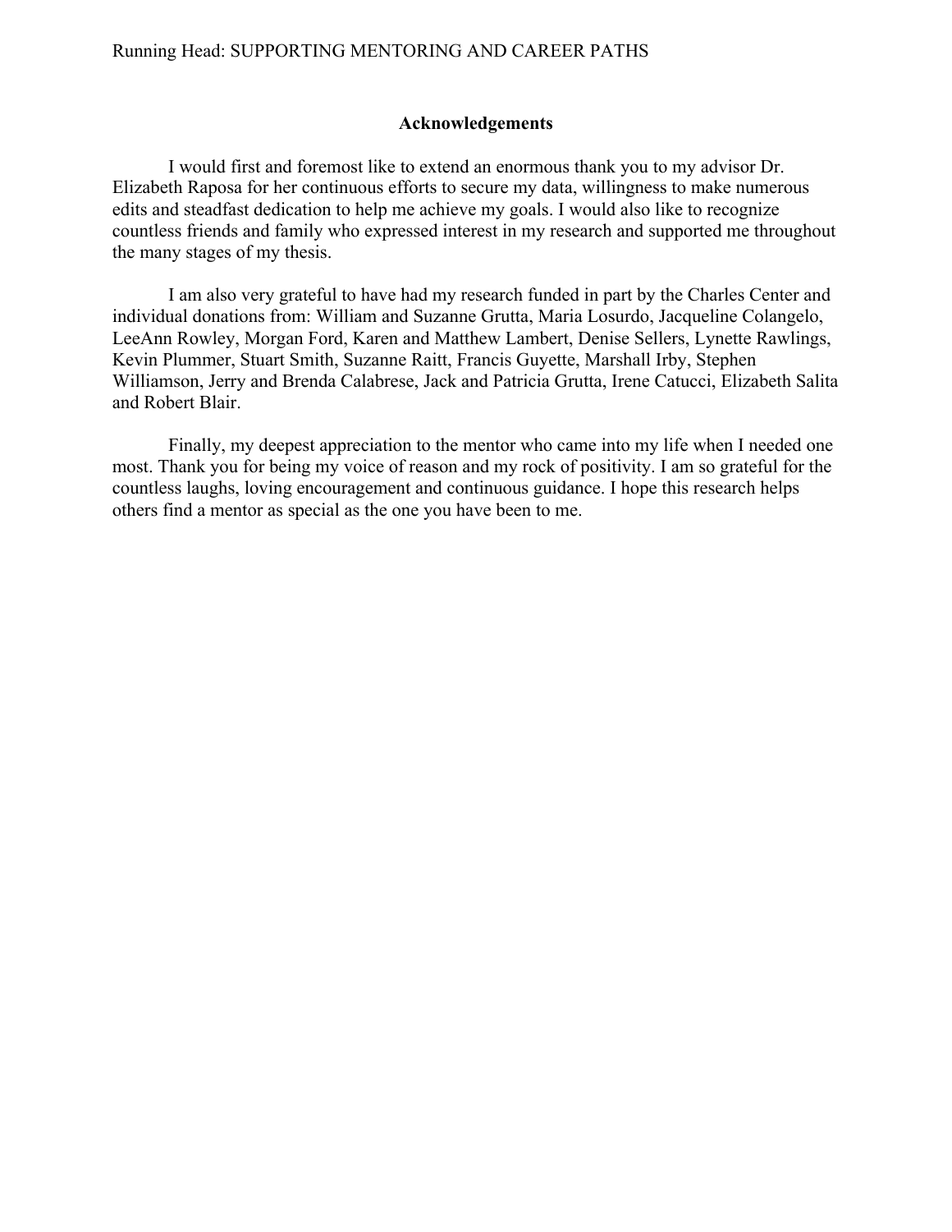## Acknowledgements

I would first and foremost like to extend an enormous thank you to my advisor Dr. Elizabeth Raposa for her continuous efforts to secure my data, willingness to make numerous edits and steadfast dedication to help me achieve my goals. I would also like to recognize countless friends and family who expressed interest in my research and supported me throughout the many stages of my thesis.

I am also very grateful to have had my research funded in part by the Charles Center and individual donations from: William and Suzanne Grutta, Maria Losurdo, Jacqueline Colangelo, LeeAnn Rowley, Morgan Ford, Karen and Matthew Lambert, Denise Sellers, Lynette Rawlings, Kevin Plummer, Stuart Smith, Suzanne Raitt, Francis Guyette, Marshall Irby, Stephen Williamson, Jerry and Brenda Calabrese, Jack and Patricia Grutta, Irene Catucci, Elizabeth Salita and Robert Blair.

Finally, my deepest appreciation to the mentor who came into my life when I needed one most. Thank you for being my voice of reason and my rock of positivity. I am so grateful for the countless laughs, loving encouragement and continuous guidance. I hope this research helps others find a mentor as special as the one you have been to me.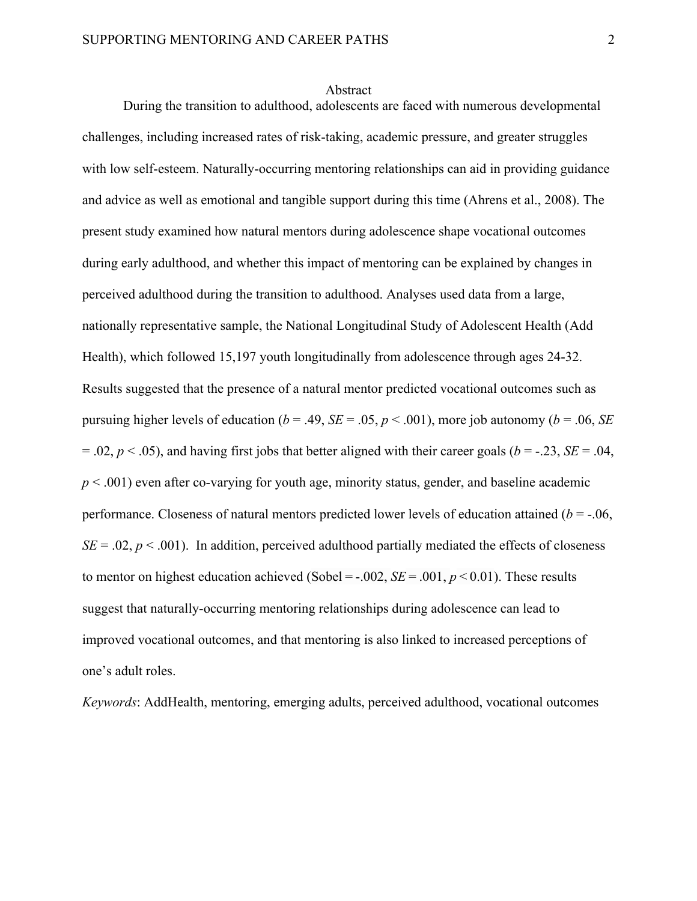## Abstract

During the transition to adulthood, adolescents are faced with numerous developmental challenges, including increased rates of risk-taking, academic pressure, and greater struggles with low self-esteem. Naturally-occurring mentoring relationships can aid in providing guidance and advice as well as emotional and tangible support during this time (Ahrens et al., 2008). The present study examined how natural mentors during adolescence shape vocational outcomes during early adulthood, and whether this impact of mentoring can be explained by changes in perceived adulthood during the transition to adulthood. Analyses used data from a large, nationally representative sample, the National Longitudinal Study of Adolescent Health (Add Health), which followed 15,197 youth longitudinally from adolescence through ages 24-32. Results suggested that the presence of a natural mentor predicted vocational outcomes such as pursuing higher levels of education ($b = .49$, $SE = .05$, $p < .001$), more job autonomy ($b = .06$, $SE = .02$, $p < .05$), and having first jobs that better aligned with their career goals ($b = -.23$, $SE = .04$, $p < .001$) even after co-varying for youth age, minority status, gender, and baseline academic performance. Closeness of natural mentors predicted lower levels of education attained ($b = -.06$, $SE = .02$, $p < .001$). In addition, perceived adulthood partially mediated the effects of closeness to mentor on highest education achieved (Sobel = -.002, $SE = .001$, $p < 0.01$). These results suggest that naturally-occurring mentoring relationships during adolescence can lead to improved vocational outcomes, and that mentoring is also linked to increased perceptions of one's adult roles.

*Keywords*: AddHealth, mentoring, emerging adults, perceived adulthood, vocational outcomes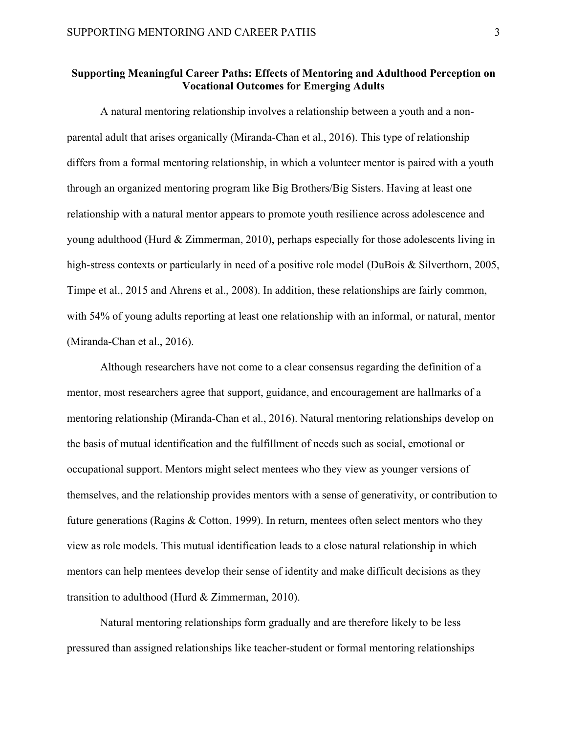# Supporting Meaningful Career Paths: Effects of Mentoring and Adulthood Perception on Vocational Outcomes for Emerging Adults

A natural mentoring relationship involves a relationship between a youth and a non-parental adult that arises organically (Miranda-Chan et al., 2016). This type of relationship differs from a formal mentoring relationship, in which a volunteer mentor is paired with a youth through an organized mentoring program like Big Brothers/Big Sisters. Having at least one relationship with a natural mentor appears to promote youth resilience across adolescence and young adulthood (Hurd & Zimmerman, 2010), perhaps especially for those adolescents living in high-stress contexts or particularly in need of a positive role model (DuBois & Silverthorn, 2005, Timpe et al., 2015 and Ahrens et al., 2008). In addition, these relationships are fairly common, with 54% of young adults reporting at least one relationship with an informal, or natural, mentor (Miranda-Chan et al., 2016).

Although researchers have not come to a clear consensus regarding the definition of a mentor, most researchers agree that support, guidance, and encouragement are hallmarks of a mentoring relationship (Miranda-Chan et al., 2016). Natural mentoring relationships develop on the basis of mutual identification and the fulfillment of needs such as social, emotional or occupational support. Mentors might select mentees who they view as younger versions of themselves, and the relationship provides mentors with a sense of generativity, or contribution to future generations (Ragins & Cotton, 1999). In return, mentees often select mentors who they view as role models. This mutual identification leads to a close natural relationship in which mentors can help mentees develop their sense of identity and make difficult decisions as they transition to adulthood (Hurd & Zimmerman, 2010).

Natural mentoring relationships form gradually and are therefore likely to be less pressured than assigned relationships like teacher-student or formal mentoring relationships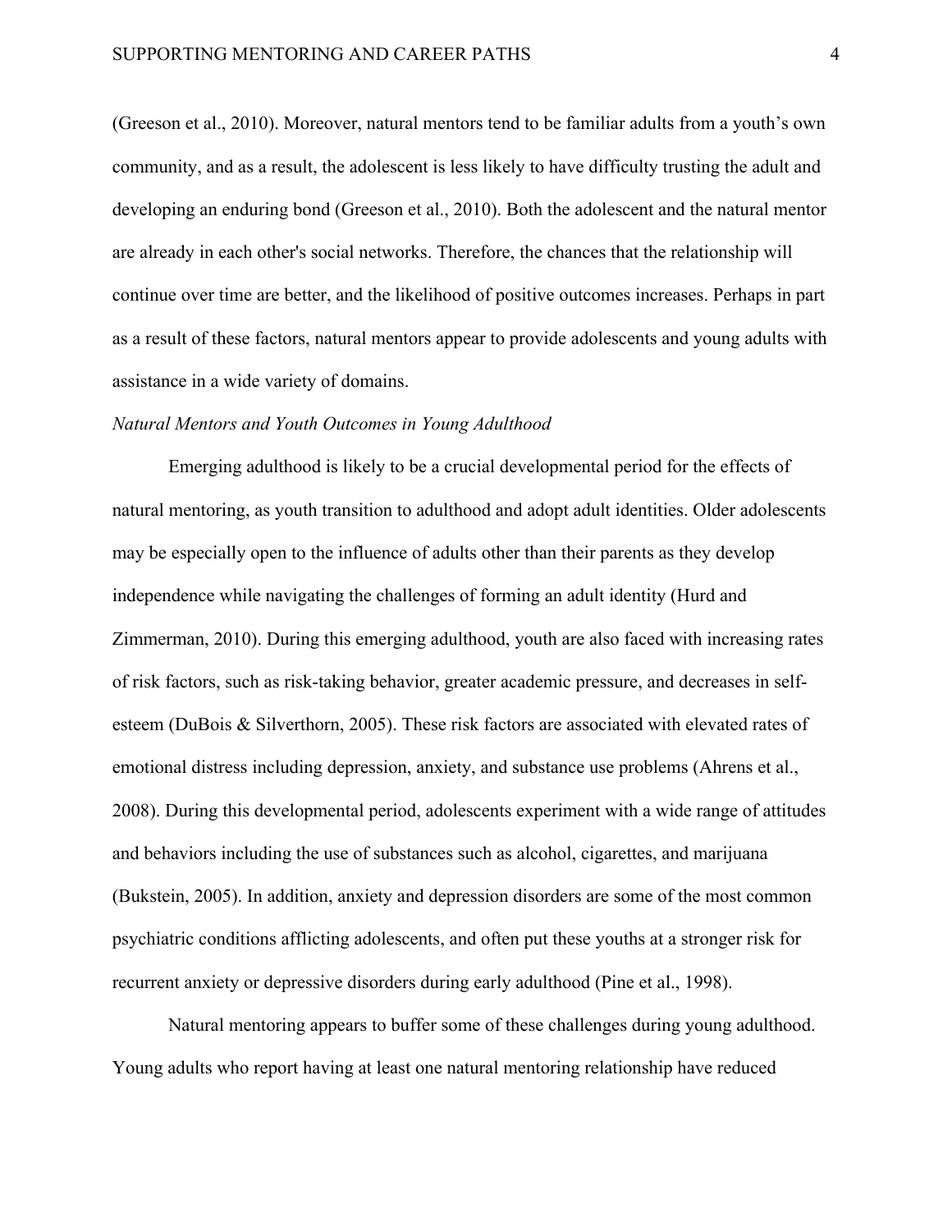(Greeson et al., 2010). Moreover, natural mentors tend to be familiar adults from a youth's own community, and as a result, the adolescent is less likely to have difficulty trusting the adult and developing an enduring bond (Greeson et al., 2010). Both the adolescent and the natural mentor are already in each other's social networks. Therefore, the chances that the relationship will continue over time are better, and the likelihood of positive outcomes increases. Perhaps in part as a result of these factors, natural mentors appear to provide adolescents and young adults with assistance in a wide variety of domains.

*Natural Mentors and Youth Outcomes in Young Adulthood*

Emerging adulthood is likely to be a crucial developmental period for the effects of natural mentoring, as youth transition to adulthood and adopt adult identities. Older adolescents may be especially open to the influence of adults other than their parents as they develop independence while navigating the challenges of forming an adult identity (Hurd and Zimmerman, 2010). During this emerging adulthood, youth are also faced with increasing rates of risk factors, such as risk-taking behavior, greater academic pressure, and decreases in self-esteem (DuBois & Silverthorn, 2005). These risk factors are associated with elevated rates of emotional distress including depression, anxiety, and substance use problems (Ahrens et al., 2008). During this developmental period, adolescents experiment with a wide range of attitudes and behaviors including the use of substances such as alcohol, cigarettes, and marijuana (Bukstein, 2005). In addition, anxiety and depression disorders are some of the most common psychiatric conditions afflicting adolescents, and often put these youths at a stronger risk for recurrent anxiety or depressive disorders during early adulthood (Pine et al., 1998).

Natural mentoring appears to buffer some of these challenges during young adulthood. Young adults who report having at least one natural mentoring relationship have reduced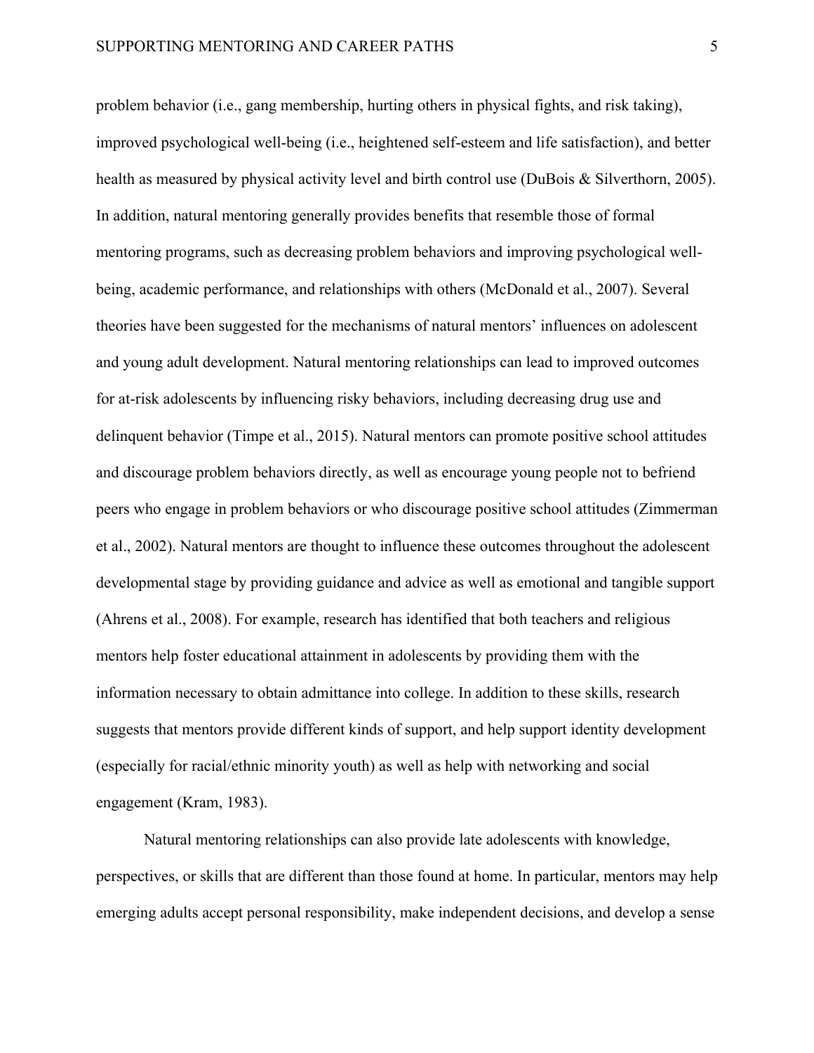problem behavior (i.e., gang membership, hurting others in physical fights, and risk taking), improved psychological well-being (i.e., heightened self-esteem and life satisfaction), and better health as measured by physical activity level and birth control use (DuBois & Silverthorn, 2005). In addition, natural mentoring generally provides benefits that resemble those of formal mentoring programs, such as decreasing problem behaviors and improving psychological well-being, academic performance, and relationships with others (McDonald et al., 2007). Several theories have been suggested for the mechanisms of natural mentors' influences on adolescent and young adult development. Natural mentoring relationships can lead to improved outcomes for at-risk adolescents by influencing risky behaviors, including decreasing drug use and delinquent behavior (Timpe et al., 2015). Natural mentors can promote positive school attitudes and discourage problem behaviors directly, as well as encourage young people not to befriend peers who engage in problem behaviors or who discourage positive school attitudes (Zimmerman et al., 2002). Natural mentors are thought to influence these outcomes throughout the adolescent developmental stage by providing guidance and advice as well as emotional and tangible support (Ahrens et al., 2008). For example, research has identified that both teachers and religious mentors help foster educational attainment in adolescents by providing them with the information necessary to obtain admittance into college. In addition to these skills, research suggests that mentors provide different kinds of support, and help support identity development (especially for racial/ethnic minority youth) as well as help with networking and social engagement (Kram, 1983).

Natural mentoring relationships can also provide late adolescents with knowledge, perspectives, or skills that are different than those found at home. In particular, mentors may help emerging adults accept personal responsibility, make independent decisions, and develop a sense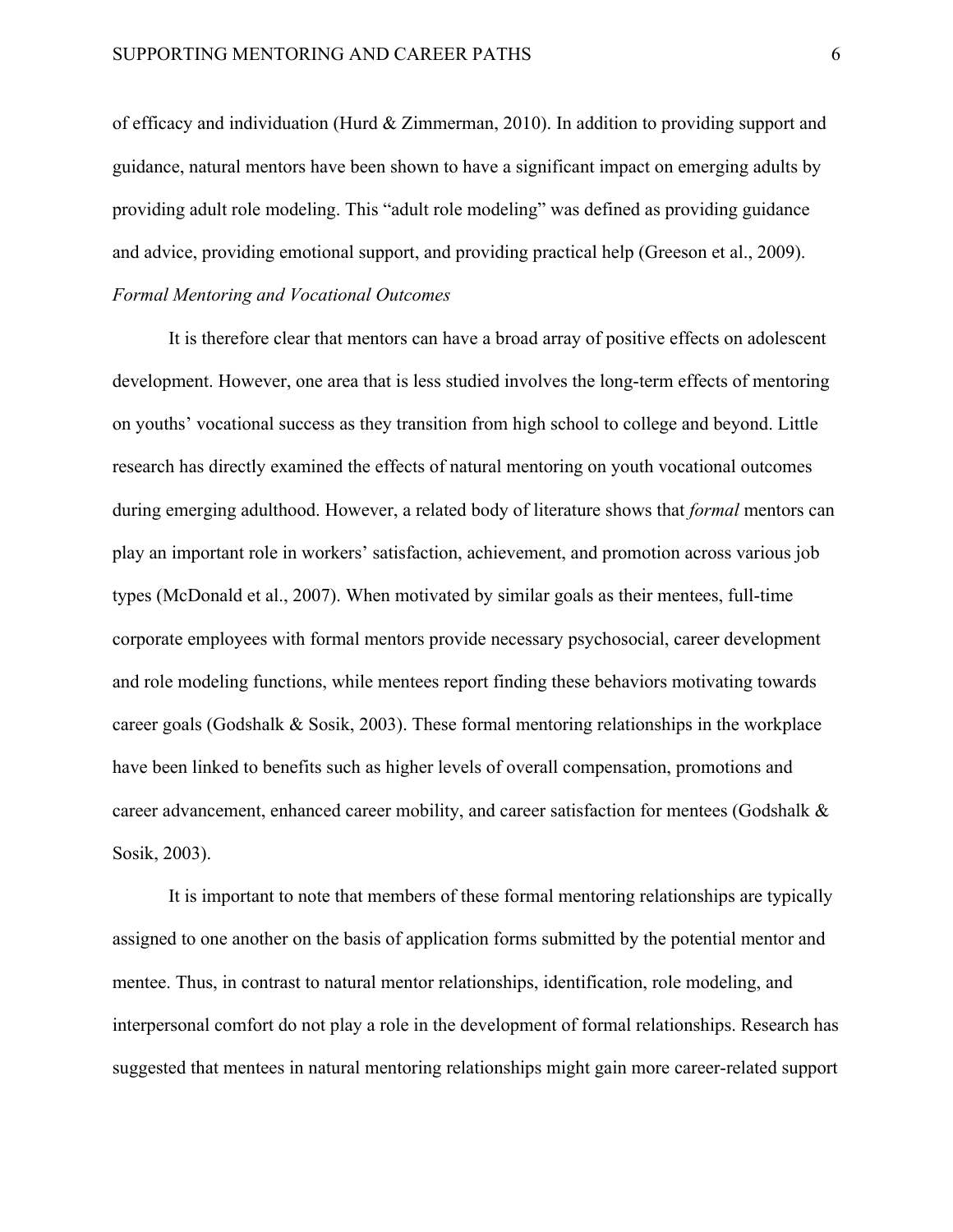of efficacy and individuation (Hurd & Zimmerman, 2010). In addition to providing support and guidance, natural mentors have been shown to have a significant impact on emerging adults by providing adult role modeling. This "adult role modeling" was defined as providing guidance and advice, providing emotional support, and providing practical help (Greeson et al., 2009).

*Formal Mentoring and Vocational Outcomes*

It is therefore clear that mentors can have a broad array of positive effects on adolescent development. However, one area that is less studied involves the long-term effects of mentoring on youths' vocational success as they transition from high school to college and beyond. Little research has directly examined the effects of natural mentoring on youth vocational outcomes during emerging adulthood. However, a related body of literature shows that *formal* mentors can play an important role in workers' satisfaction, achievement, and promotion across various job types (McDonald et al., 2007). When motivated by similar goals as their mentees, full-time corporate employees with formal mentors provide necessary psychosocial, career development and role modeling functions, while mentees report finding these behaviors motivating towards career goals (Godshalk & Sosik, 2003). These formal mentoring relationships in the workplace have been linked to benefits such as higher levels of overall compensation, promotions and career advancement, enhanced career mobility, and career satisfaction for mentees (Godshalk & Sosik, 2003).

It is important to note that members of these formal mentoring relationships are typically assigned to one another on the basis of application forms submitted by the potential mentor and mentee. Thus, in contrast to natural mentor relationships, identification, role modeling, and interpersonal comfort do not play a role in the development of formal relationships. Research has suggested that mentees in natural mentoring relationships might gain more career-related support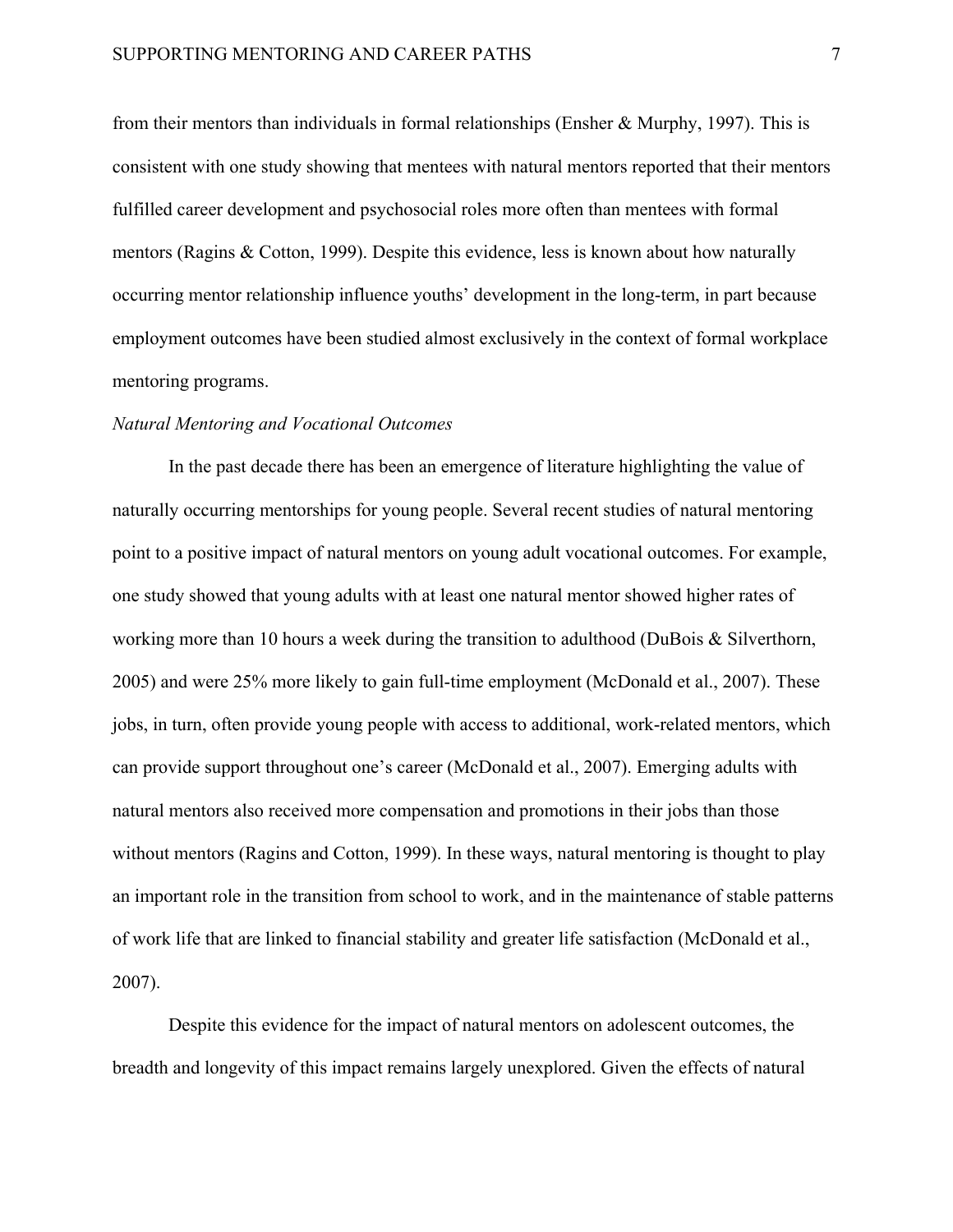from their mentors than individuals in formal relationships (Ensher & Murphy, 1997). This is consistent with one study showing that mentees with natural mentors reported that their mentors fulfilled career development and psychosocial roles more often than mentees with formal mentors (Ragins & Cotton, 1999). Despite this evidence, less is known about how naturally occurring mentor relationship influence youths' development in the long-term, in part because employment outcomes have been studied almost exclusively in the context of formal workplace mentoring programs.

### *Natural Mentoring and Vocational Outcomes*

In the past decade there has been an emergence of literature highlighting the value of naturally occurring mentorships for young people. Several recent studies of natural mentoring point to a positive impact of natural mentors on young adult vocational outcomes. For example, one study showed that young adults with at least one natural mentor showed higher rates of working more than 10 hours a week during the transition to adulthood (DuBois & Silverthorn, 2005) and were 25% more likely to gain full-time employment (McDonald et al., 2007). These jobs, in turn, often provide young people with access to additional, work-related mentors, which can provide support throughout one's career (McDonald et al., 2007). Emerging adults with natural mentors also received more compensation and promotions in their jobs than those without mentors (Ragins and Cotton, 1999). In these ways, natural mentoring is thought to play an important role in the transition from school to work, and in the maintenance of stable patterns of work life that are linked to financial stability and greater life satisfaction (McDonald et al., 2007).

Despite this evidence for the impact of natural mentors on adolescent outcomes, the breadth and longevity of this impact remains largely unexplored. Given the effects of natural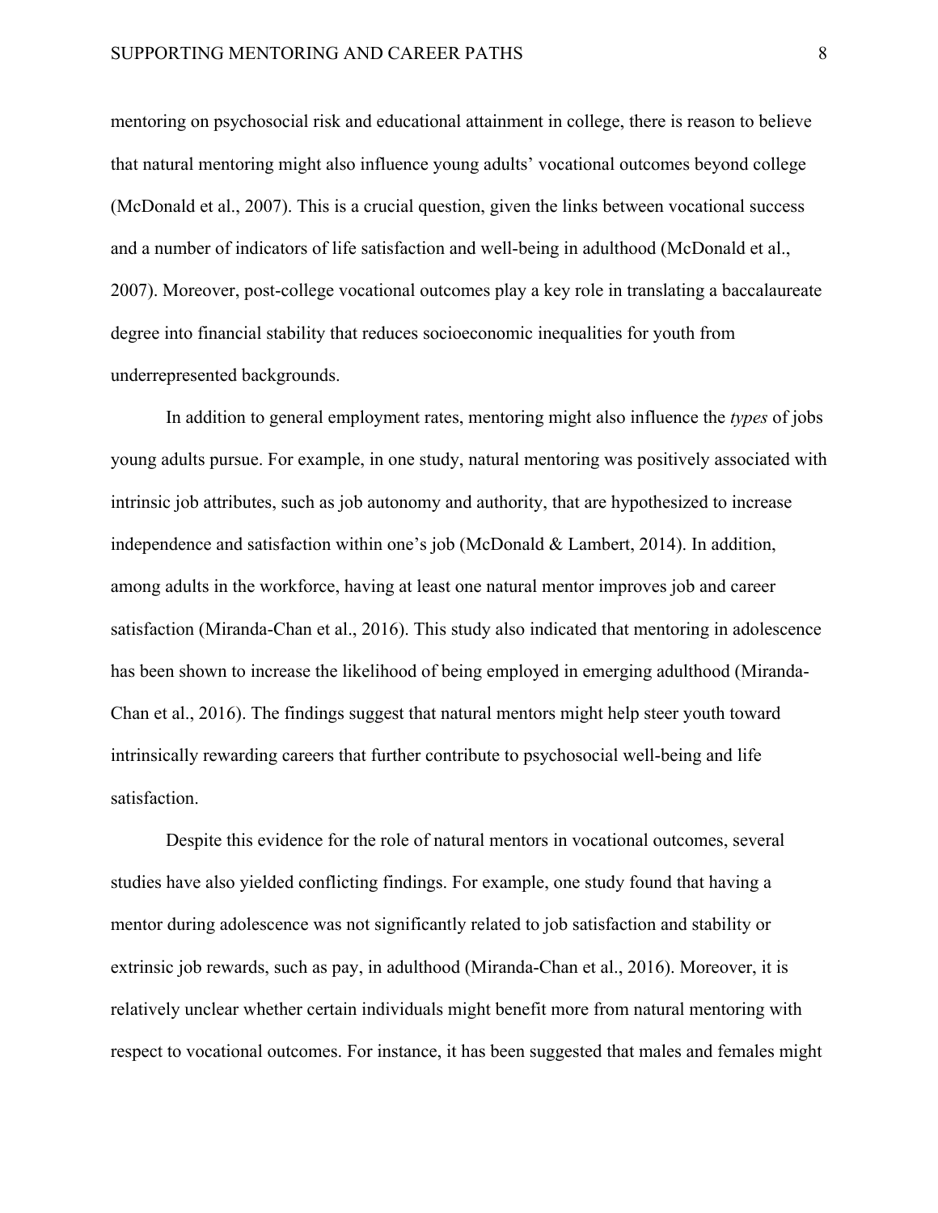mentoring on psychosocial risk and educational attainment in college, there is reason to believe that natural mentoring might also influence young adults' vocational outcomes beyond college (McDonald et al., 2007). This is a crucial question, given the links between vocational success and a number of indicators of life satisfaction and well-being in adulthood (McDonald et al., 2007). Moreover, post-college vocational outcomes play a key role in translating a baccalaureate degree into financial stability that reduces socioeconomic inequalities for youth from underrepresented backgrounds.

In addition to general employment rates, mentoring might also influence the *types* of jobs young adults pursue. For example, in one study, natural mentoring was positively associated with intrinsic job attributes, such as job autonomy and authority, that are hypothesized to increase independence and satisfaction within one's job (McDonald & Lambert, 2014). In addition, among adults in the workforce, having at least one natural mentor improves job and career satisfaction (Miranda-Chan et al., 2016). This study also indicated that mentoring in adolescence has been shown to increase the likelihood of being employed in emerging adulthood (Miranda-Chan et al., 2016). The findings suggest that natural mentors might help steer youth toward intrinsically rewarding careers that further contribute to psychosocial well-being and life satisfaction.

Despite this evidence for the role of natural mentors in vocational outcomes, several studies have also yielded conflicting findings. For example, one study found that having a mentor during adolescence was not significantly related to job satisfaction and stability or extrinsic job rewards, such as pay, in adulthood (Miranda-Chan et al., 2016). Moreover, it is relatively unclear whether certain individuals might benefit more from natural mentoring with respect to vocational outcomes. For instance, it has been suggested that males and females might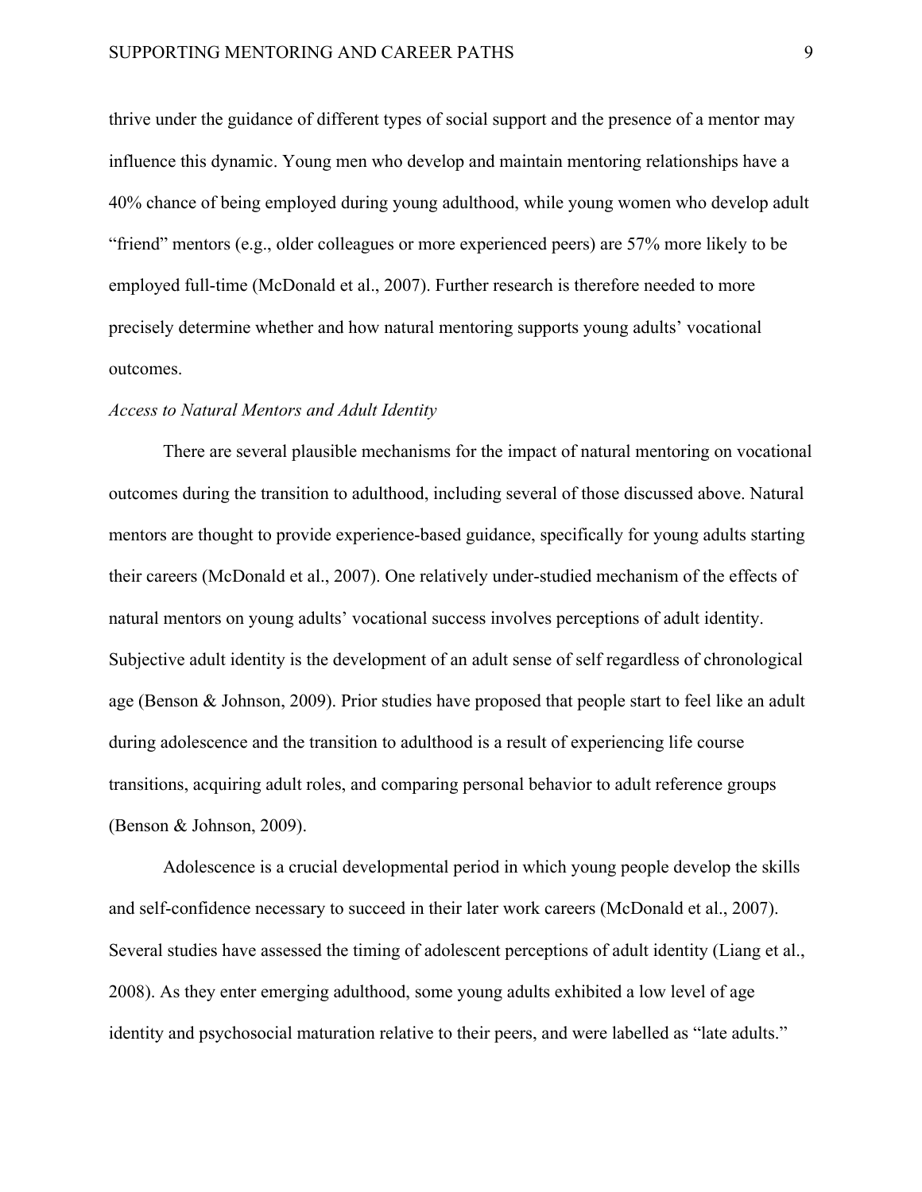thrive under the guidance of different types of social support and the presence of a mentor may influence this dynamic. Young men who develop and maintain mentoring relationships have a 40% chance of being employed during young adulthood, while young women who develop adult "friend" mentors (e.g., older colleagues or more experienced peers) are 57% more likely to be employed full-time (McDonald et al., 2007). Further research is therefore needed to more precisely determine whether and how natural mentoring supports young adults' vocational outcomes.

*Access to Natural Mentors and Adult Identity*

There are several plausible mechanisms for the impact of natural mentoring on vocational outcomes during the transition to adulthood, including several of those discussed above. Natural mentors are thought to provide experience-based guidance, specifically for young adults starting their careers (McDonald et al., 2007). One relatively under-studied mechanism of the effects of natural mentors on young adults' vocational success involves perceptions of adult identity. Subjective adult identity is the development of an adult sense of self regardless of chronological age (Benson & Johnson, 2009). Prior studies have proposed that people start to feel like an adult during adolescence and the transition to adulthood is a result of experiencing life course transitions, acquiring adult roles, and comparing personal behavior to adult reference groups (Benson & Johnson, 2009).

Adolescence is a crucial developmental period in which young people develop the skills and self-confidence necessary to succeed in their later work careers (McDonald et al., 2007). Several studies have assessed the timing of adolescent perceptions of adult identity (Liang et al., 2008). As they enter emerging adulthood, some young adults exhibited a low level of age identity and psychosocial maturation relative to their peers, and were labelled as "late adults."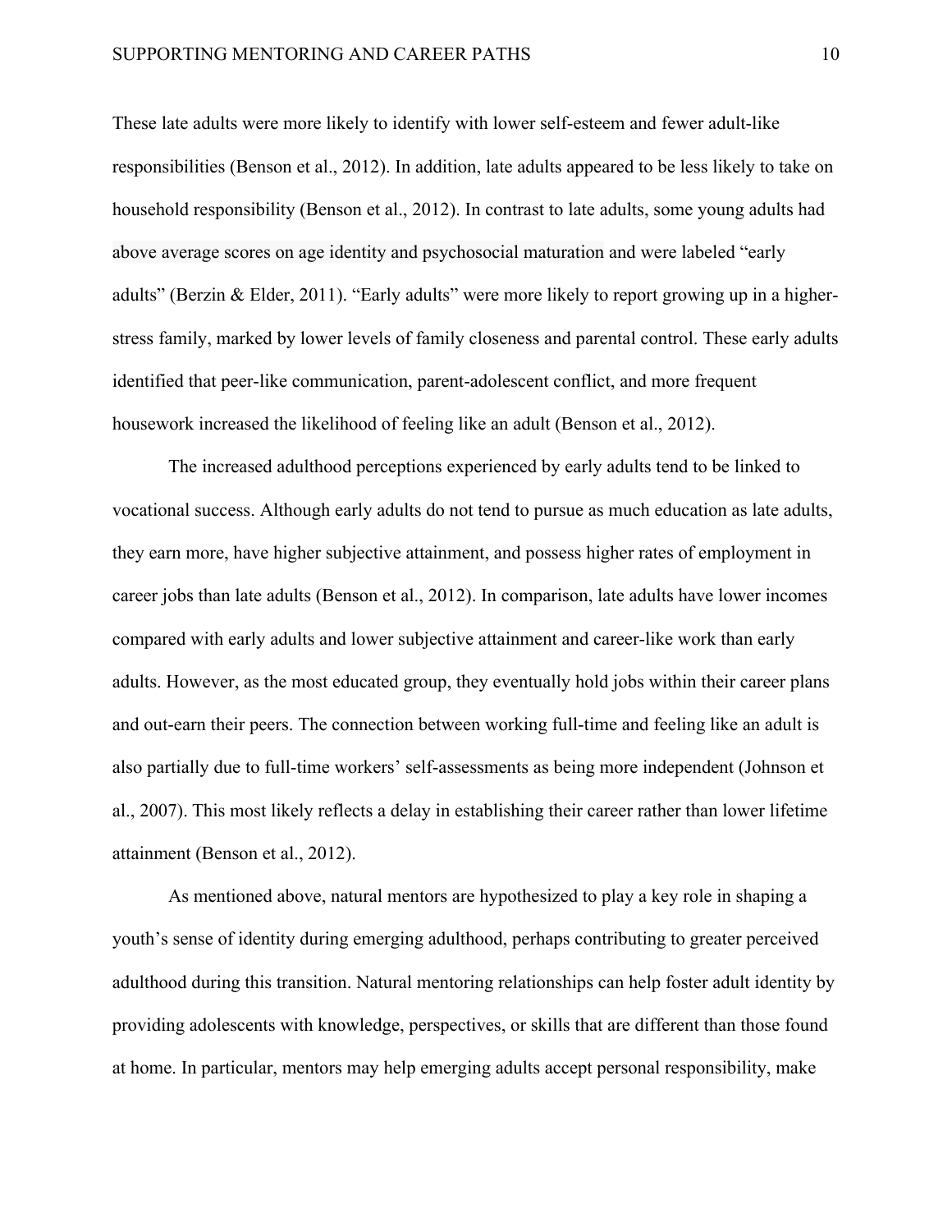These late adults were more likely to identify with lower self-esteem and fewer adult-like responsibilities (Benson et al., 2012). In addition, late adults appeared to be less likely to take on household responsibility (Benson et al., 2012). In contrast to late adults, some young adults had above average scores on age identity and psychosocial maturation and were labeled "early adults" (Berzin & Elder, 2011). "Early adults" were more likely to report growing up in a higher-stress family, marked by lower levels of family closeness and parental control. These early adults identified that peer-like communication, parent-adolescent conflict, and more frequent housework increased the likelihood of feeling like an adult (Benson et al., 2012).

The increased adulthood perceptions experienced by early adults tend to be linked to vocational success. Although early adults do not tend to pursue as much education as late adults, they earn more, have higher subjective attainment, and possess higher rates of employment in career jobs than late adults (Benson et al., 2012). In comparison, late adults have lower incomes compared with early adults and lower subjective attainment and career-like work than early adults. However, as the most educated group, they eventually hold jobs within their career plans and out-earn their peers. The connection between working full-time and feeling like an adult is also partially due to full-time workers' self-assessments as being more independent (Johnson et al., 2007). This most likely reflects a delay in establishing their career rather than lower lifetime attainment (Benson et al., 2012).

As mentioned above, natural mentors are hypothesized to play a key role in shaping a youth's sense of identity during emerging adulthood, perhaps contributing to greater perceived adulthood during this transition. Natural mentoring relationships can help foster adult identity by providing adolescents with knowledge, perspectives, or skills that are different than those found at home. In particular, mentors may help emerging adults accept personal responsibility, make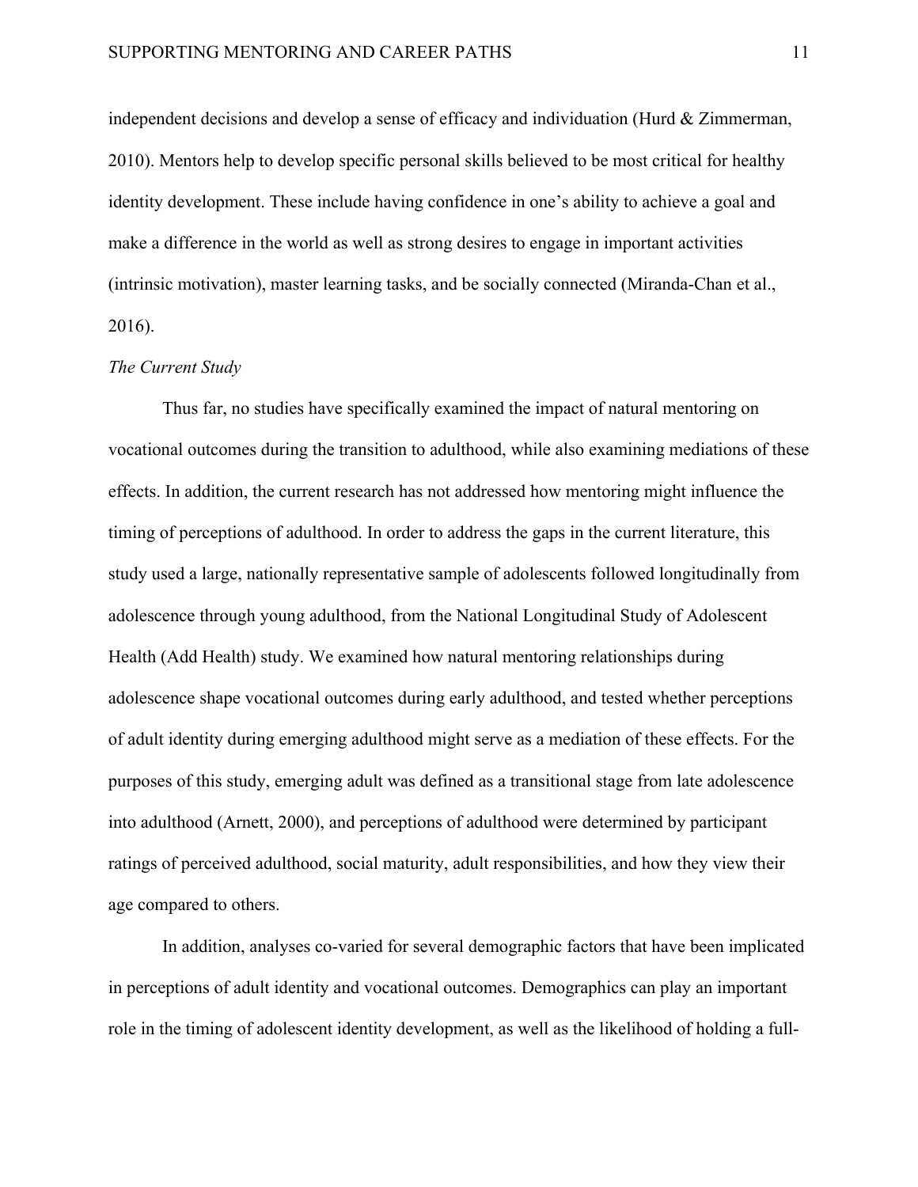independent decisions and develop a sense of efficacy and individuation (Hurd & Zimmerman, 2010). Mentors help to develop specific personal skills believed to be most critical for healthy identity development. These include having confidence in one's ability to achieve a goal and make a difference in the world as well as strong desires to engage in important activities (intrinsic motivation), master learning tasks, and be socially connected (Miranda-Chan et al., 2016).

### *The Current Study*

Thus far, no studies have specifically examined the impact of natural mentoring on vocational outcomes during the transition to adulthood, while also examining mediations of these effects. In addition, the current research has not addressed how mentoring might influence the timing of perceptions of adulthood. In order to address the gaps in the current literature, this study used a large, nationally representative sample of adolescents followed longitudinally from adolescence through young adulthood, from the National Longitudinal Study of Adolescent Health (Add Health) study. We examined how natural mentoring relationships during adolescence shape vocational outcomes during early adulthood, and tested whether perceptions of adult identity during emerging adulthood might serve as a mediation of these effects. For the purposes of this study, emerging adult was defined as a transitional stage from late adolescence into adulthood (Arnett, 2000), and perceptions of adulthood were determined by participant ratings of perceived adulthood, social maturity, adult responsibilities, and how they view their age compared to others.

In addition, analyses co-varied for several demographic factors that have been implicated in perceptions of adult identity and vocational outcomes. Demographics can play an important role in the timing of adolescent identity development, as well as the likelihood of holding a full-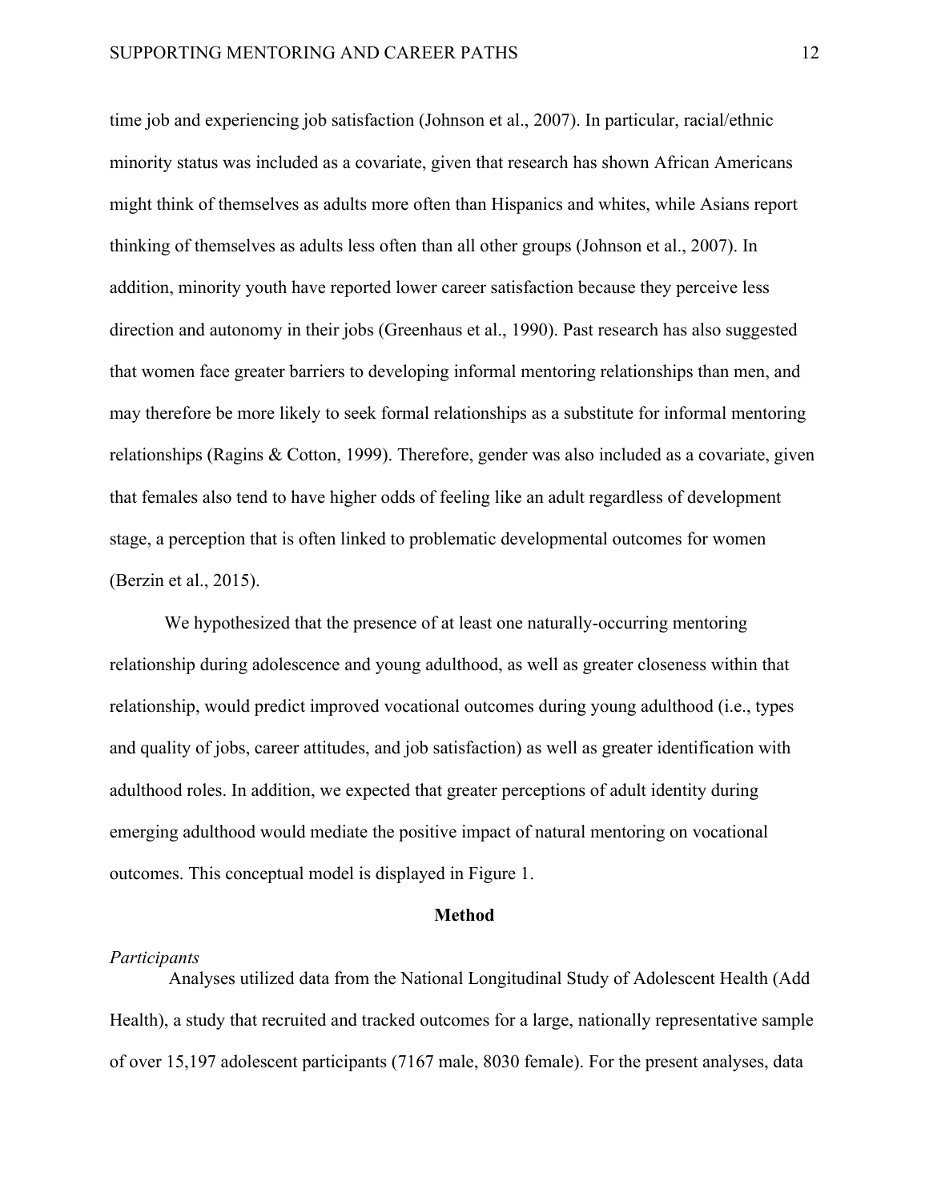time job and experiencing job satisfaction (Johnson et al., 2007). In particular, racial/ethnic minority status was included as a covariate, given that research has shown African Americans might think of themselves as adults more often than Hispanics and whites, while Asians report thinking of themselves as adults less often than all other groups (Johnson et al., 2007). In addition, minority youth have reported lower career satisfaction because they perceive less direction and autonomy in their jobs (Greenhaus et al., 1990). Past research has also suggested that women face greater barriers to developing informal mentoring relationships than men, and may therefore be more likely to seek formal relationships as a substitute for informal mentoring relationships (Ragins & Cotton, 1999). Therefore, gender was also included as a covariate, given that females also tend to have higher odds of feeling like an adult regardless of development stage, a perception that is often linked to problematic developmental outcomes for women (Berzin et al., 2015).

We hypothesized that the presence of at least one naturally-occurring mentoring relationship during adolescence and young adulthood, as well as greater closeness within that relationship, would predict improved vocational outcomes during young adulthood (i.e., types and quality of jobs, career attitudes, and job satisfaction) as well as greater identification with adulthood roles. In addition, we expected that greater perceptions of adult identity during emerging adulthood would mediate the positive impact of natural mentoring on vocational outcomes. This conceptual model is displayed in Figure 1.

## Method

### *Participants*

Analyses utilized data from the National Longitudinal Study of Adolescent Health (Add Health), a study that recruited and tracked outcomes for a large, nationally representative sample of over 15,197 adolescent participants (7167 male, 8030 female). For the present analyses, data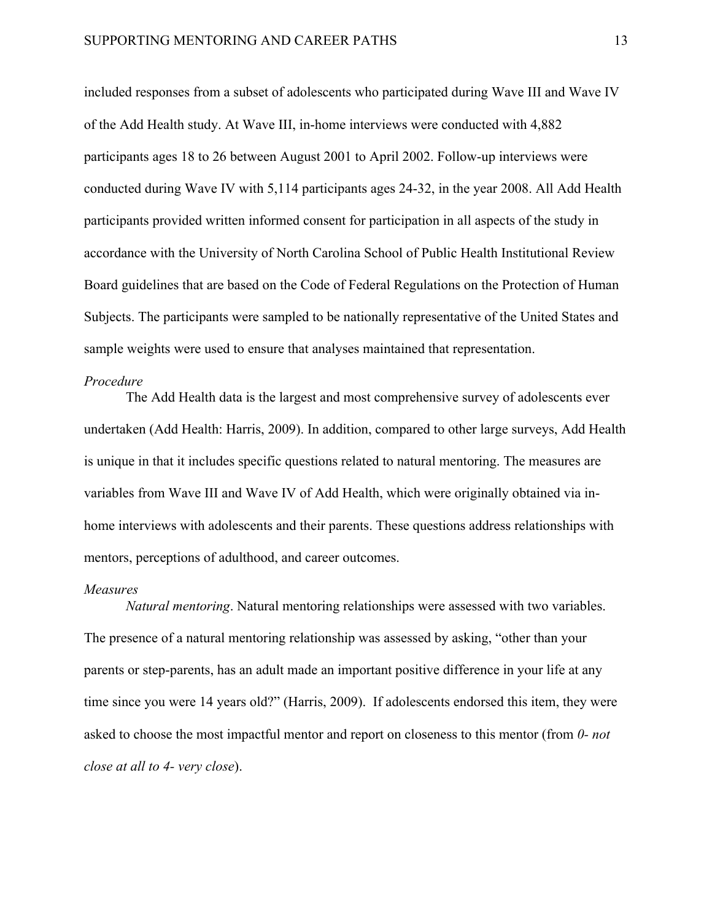included responses from a subset of adolescents who participated during Wave III and Wave IV of the Add Health study. At Wave III, in-home interviews were conducted with 4,882 participants ages 18 to 26 between August 2001 to April 2002. Follow-up interviews were conducted during Wave IV with 5,114 participants ages 24-32, in the year 2008. All Add Health participants provided written informed consent for participation in all aspects of the study in accordance with the University of North Carolina School of Public Health Institutional Review Board guidelines that are based on the Code of Federal Regulations on the Protection of Human Subjects. The participants were sampled to be nationally representative of the United States and sample weights were used to ensure that analyses maintained that representation.

*Procedure*

The Add Health data is the largest and most comprehensive survey of adolescents ever undertaken (Add Health: Harris, 2009). In addition, compared to other large surveys, Add Health is unique in that it includes specific questions related to natural mentoring. The measures are variables from Wave III and Wave IV of Add Health, which were originally obtained via in-home interviews with adolescents and their parents. These questions address relationships with mentors, perceptions of adulthood, and career outcomes.

*Measures*

*Natural mentoring*. Natural mentoring relationships were assessed with two variables. The presence of a natural mentoring relationship was assessed by asking, "other than your parents or step-parents, has an adult made an important positive difference in your life at any time since you were 14 years old?" (Harris, 2009). If adolescents endorsed this item, they were asked to choose the most impactful mentor and report on closeness to this mentor (from *0- not close at all to 4- very close*).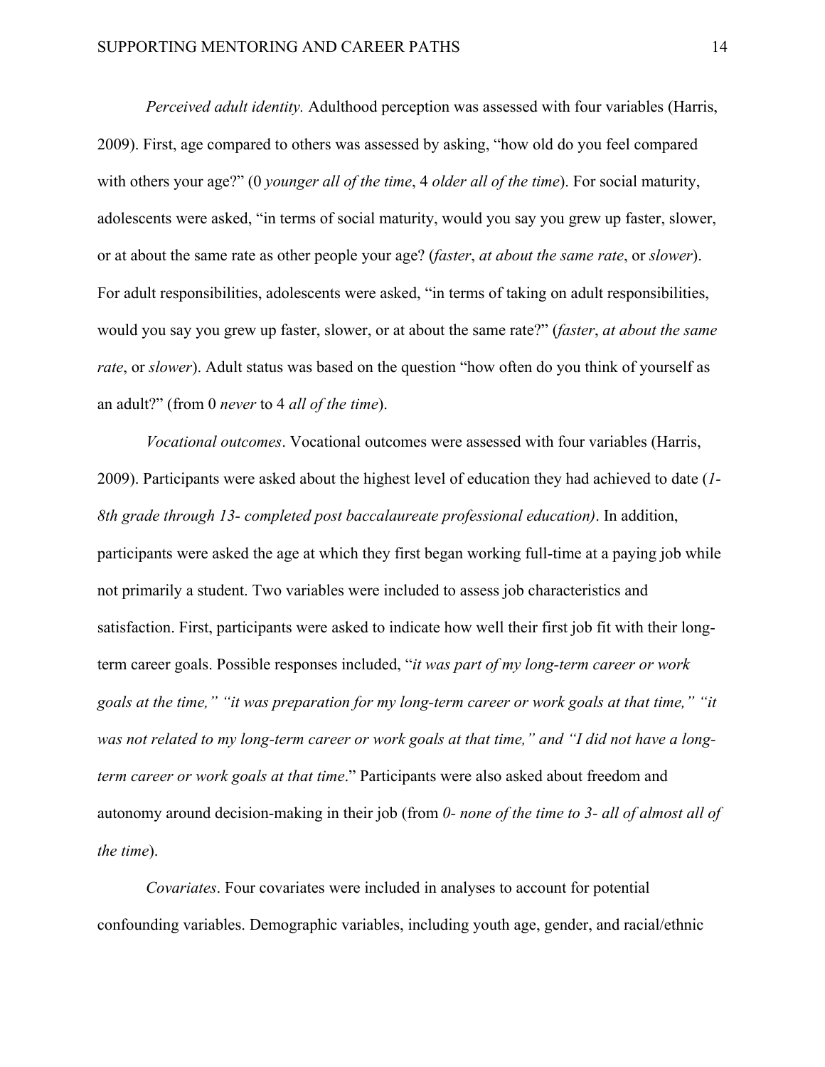*Perceived adult identity.* Adulthood perception was assessed with four variables (Harris, 2009). First, age compared to others was assessed by asking, "how old do you feel compared with others your age?" (0 *younger all of the time*, 4 *older all of the time*). For social maturity, adolescents were asked, "in terms of social maturity, would you say you grew up faster, slower, or at about the same rate as other people your age? (*faster*, *at about the same rate*, or *slower*). For adult responsibilities, adolescents were asked, "in terms of taking on adult responsibilities, would you say you grew up faster, slower, or at about the same rate?" (*faster*, *at about the same rate*, or *slower*). Adult status was based on the question "how often do you think of yourself as an adult?" (from 0 *never* to 4 *all of the time*).

*Vocational outcomes*. Vocational outcomes were assessed with four variables (Harris, 2009). Participants were asked about the highest level of education they had achieved to date (*1-8th grade through 13- completed post baccalaureate professional education)*. In addition, participants were asked the age at which they first began working full-time at a paying job while not primarily a student. Two variables were included to assess job characteristics and satisfaction. First, participants were asked to indicate how well their first job fit with their long-term career goals. Possible responses included, "*it was part of my long-term career or work goals at the time," "it was preparation for my long-term career or work goals at that time," "it was not related to my long-term career or work goals at that time," and "I did not have a long-term career or work goals at that time*." Participants were also asked about freedom and autonomy around decision-making in their job (from *0- none of the time to 3- all of almost all of the time*).

*Covariates*. Four covariates were included in analyses to account for potential confounding variables. Demographic variables, including youth age, gender, and racial/ethnic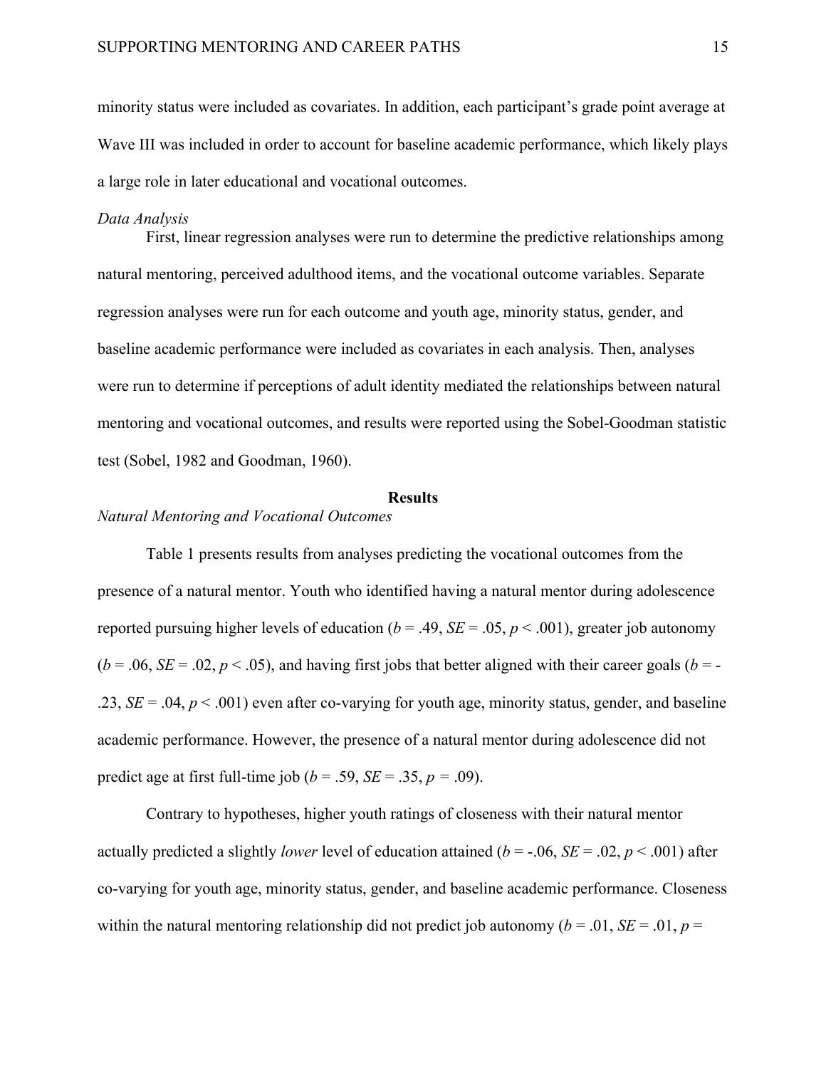minority status were included as covariates. In addition, each participant's grade point average at Wave III was included in order to account for baseline academic performance, which likely plays a large role in later educational and vocational outcomes.

*Data Analysis*

First, linear regression analyses were run to determine the predictive relationships among natural mentoring, perceived adulthood items, and the vocational outcome variables. Separate regression analyses were run for each outcome and youth age, minority status, gender, and baseline academic performance were included as covariates in each analysis. Then, analyses were run to determine if perceptions of adult identity mediated the relationships between natural mentoring and vocational outcomes, and results were reported using the Sobel-Goodman statistic test (Sobel, 1982 and Goodman, 1960).

## Results

*Natural Mentoring and Vocational Outcomes*

Table 1 presents results from analyses predicting the vocational outcomes from the presence of a natural mentor. Youth who identified having a natural mentor during adolescence reported pursuing higher levels of education ($b$ = .49, $SE$ = .05, $p$ < .001), greater job autonomy ($b$ = .06, $SE$ = .02, $p$ < .05), and having first jobs that better aligned with their career goals ($b$ = -.23, $SE$ = .04, $p$ < .001) even after co-varying for youth age, minority status, gender, and baseline academic performance. However, the presence of a natural mentor during adolescence did not predict age at first full-time job ($b$ = .59, $SE$ = .35, $p$ = .09).

Contrary to hypotheses, higher youth ratings of closeness with their natural mentor actually predicted a slightly *lower* level of education attained ($b$ = -.06, $SE$ = .02, $p$ < .001) after co-varying for youth age, minority status, gender, and baseline academic performance. Closeness within the natural mentoring relationship did not predict job autonomy ($b$ = .01, $SE$ = .01, $p$ =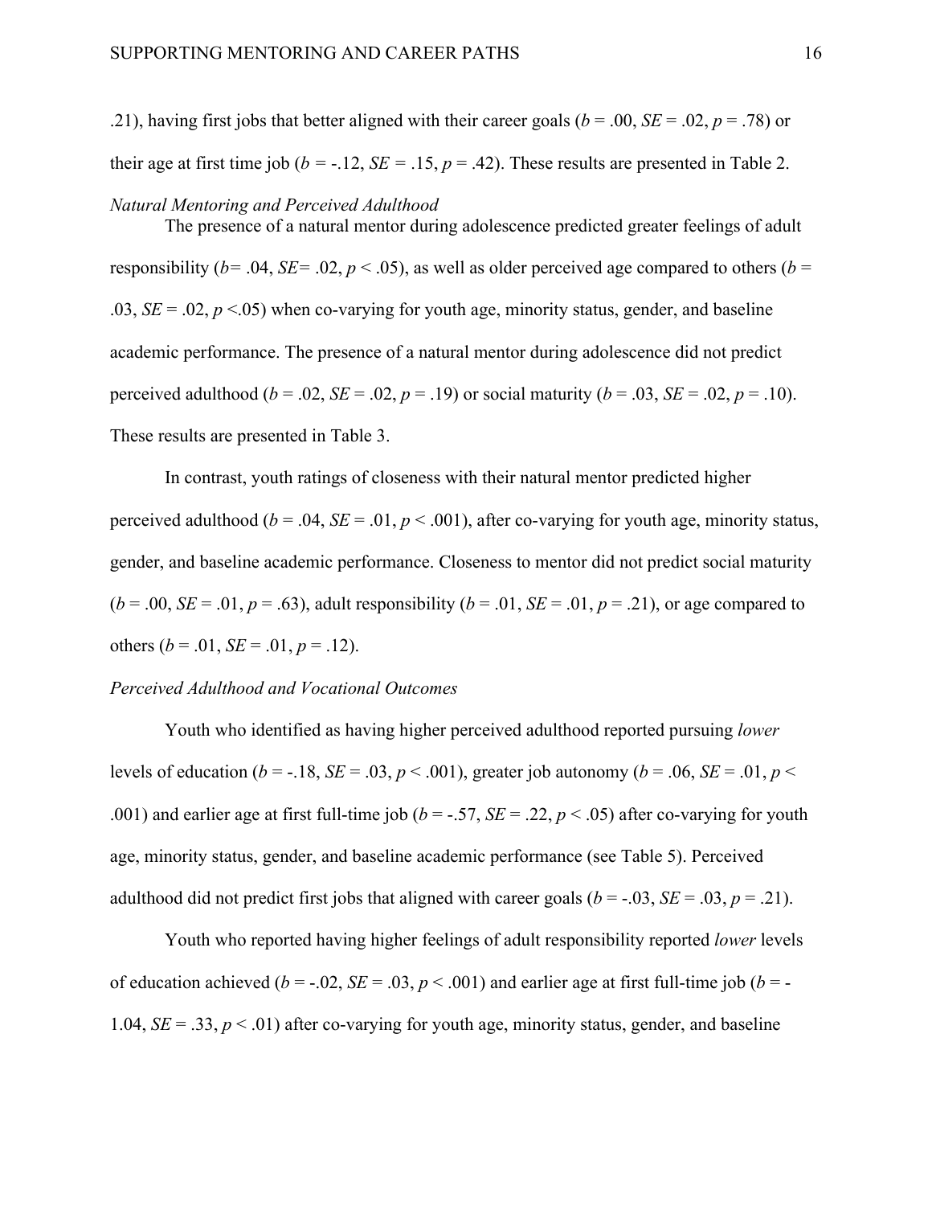.21), having first jobs that better aligned with their career goals ($b = .00$, $SE = .02$, $p = .78$) or their age at first time job ($b = -.12$, $SE = .15$, $p = .42$). These results are presented in Table 2.

*Natural Mentoring and Perceived Adulthood*

The presence of a natural mentor during adolescence predicted greater feelings of adult responsibility ($b = .04$, $SE = .02$, $p < .05$), as well as older perceived age compared to others ($b = .03$, $SE = .02$, $p < .05$) when co-varying for youth age, minority status, gender, and baseline academic performance. The presence of a natural mentor during adolescence did not predict perceived adulthood ($b = .02$, $SE = .02$, $p = .19$) or social maturity ($b = .03$, $SE = .02$, $p = .10$). These results are presented in Table 3.

In contrast, youth ratings of closeness with their natural mentor predicted higher perceived adulthood ($b = .04$, $SE = .01$, $p < .001$), after co-varying for youth age, minority status, gender, and baseline academic performance. Closeness to mentor did not predict social maturity ($b = .00$, $SE = .01$, $p = .63$), adult responsibility ($b = .01$, $SE = .01$, $p = .21$), or age compared to others ($b = .01$, $SE = .01$, $p = .12$).

*Perceived Adulthood and Vocational Outcomes*

Youth who identified as having higher perceived adulthood reported pursuing *lower* levels of education ($b = -.18$, $SE = .03$, $p < .001$), greater job autonomy ($b = .06$, $SE = .01$, $p < .001$) and earlier age at first full-time job ($b = -.57$, $SE = .22$, $p < .05$) after co-varying for youth age, minority status, gender, and baseline academic performance (see Table 5). Perceived adulthood did not predict first jobs that aligned with career goals ($b = -.03$, $SE = .03$, $p = .21$).

Youth who reported having higher feelings of adult responsibility reported *lower* levels of education achieved ($b = -.02$, $SE = .03$, $p < .001$) and earlier age at first full-time job ($b = -1.04$, $SE = .33$, $p < .01$) after co-varying for youth age, minority status, gender, and baseline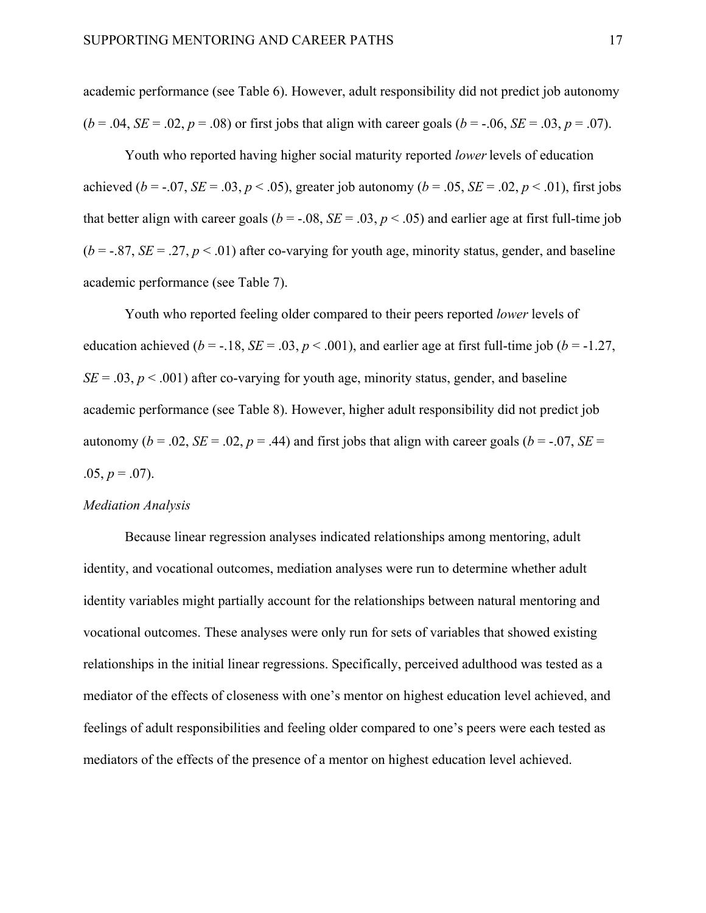academic performance (see Table 6). However, adult responsibility did not predict job autonomy ($b = .04$, $SE = .02$, $p = .08$) or first jobs that align with career goals ($b = -.06$, $SE = .03$, $p = .07$).

Youth who reported having higher social maturity reported *lower* levels of education achieved ($b = -.07$, $SE = .03$, $p < .05$), greater job autonomy ($b = .05$, $SE = .02$, $p < .01$), first jobs that better align with career goals ($b = -.08$, $SE = .03$, $p < .05$) and earlier age at first full-time job ($b = -.87$, $SE = .27$, $p < .01$) after co-varying for youth age, minority status, gender, and baseline academic performance (see Table 7).

Youth who reported feeling older compared to their peers reported *lower* levels of education achieved ($b = -.18$, $SE = .03$, $p < .001$), and earlier age at first full-time job ($b = -1.27$, $SE = .03$, $p < .001$) after co-varying for youth age, minority status, gender, and baseline academic performance (see Table 8). However, higher adult responsibility did not predict job autonomy ($b = .02$, $SE = .02$, $p = .44$) and first jobs that align with career goals ($b = -.07$, $SE = .05$, $p = .07$).

*Mediation Analysis*

Because linear regression analyses indicated relationships among mentoring, adult identity, and vocational outcomes, mediation analyses were run to determine whether adult identity variables might partially account for the relationships between natural mentoring and vocational outcomes. These analyses were only run for sets of variables that showed existing relationships in the initial linear regressions. Specifically, perceived adulthood was tested as a mediator of the effects of closeness with one's mentor on highest education level achieved, and feelings of adult responsibilities and feeling older compared to one's peers were each tested as mediators of the effects of the presence of a mentor on highest education level achieved.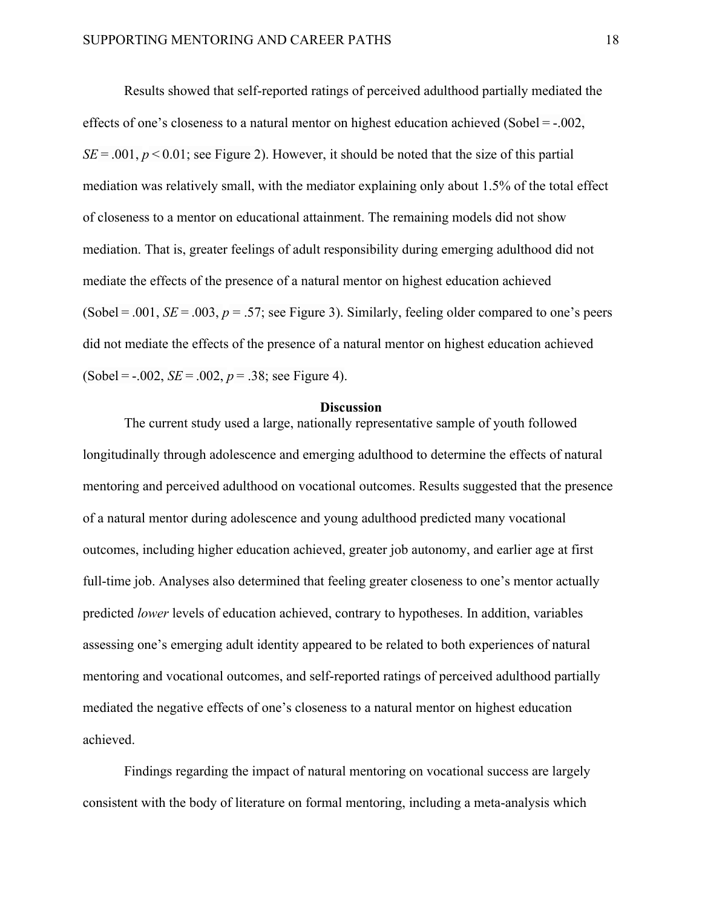Results showed that self-reported ratings of perceived adulthood partially mediated the effects of one's closeness to a natural mentor on highest education achieved (Sobel = -.002, *SE* = .001, $p < 0.01$; see Figure 2). However, it should be noted that the size of this partial mediation was relatively small, with the mediator explaining only about 1.5% of the total effect of closeness to a mentor on educational attainment. The remaining models did not show mediation. That is, greater feelings of adult responsibility during emerging adulthood did not mediate the effects of the presence of a natural mentor on highest education achieved (Sobel = .001, *SE* = .003, $p = .57$; see Figure 3). Similarly, feeling older compared to one's peers did not mediate the effects of the presence of a natural mentor on highest education achieved (Sobel = -.002, *SE* = .002, $p = .38$; see Figure 4).

## Discussion

The current study used a large, nationally representative sample of youth followed longitudinally through adolescence and emerging adulthood to determine the effects of natural mentoring and perceived adulthood on vocational outcomes. Results suggested that the presence of a natural mentor during adolescence and young adulthood predicted many vocational outcomes, including higher education achieved, greater job autonomy, and earlier age at first full-time job. Analyses also determined that feeling greater closeness to one's mentor actually predicted *lower* levels of education achieved, contrary to hypotheses. In addition, variables assessing one's emerging adult identity appeared to be related to both experiences of natural mentoring and vocational outcomes, and self-reported ratings of perceived adulthood partially mediated the negative effects of one's closeness to a natural mentor on highest education achieved.

Findings regarding the impact of natural mentoring on vocational success are largely consistent with the body of literature on formal mentoring, including a meta-analysis which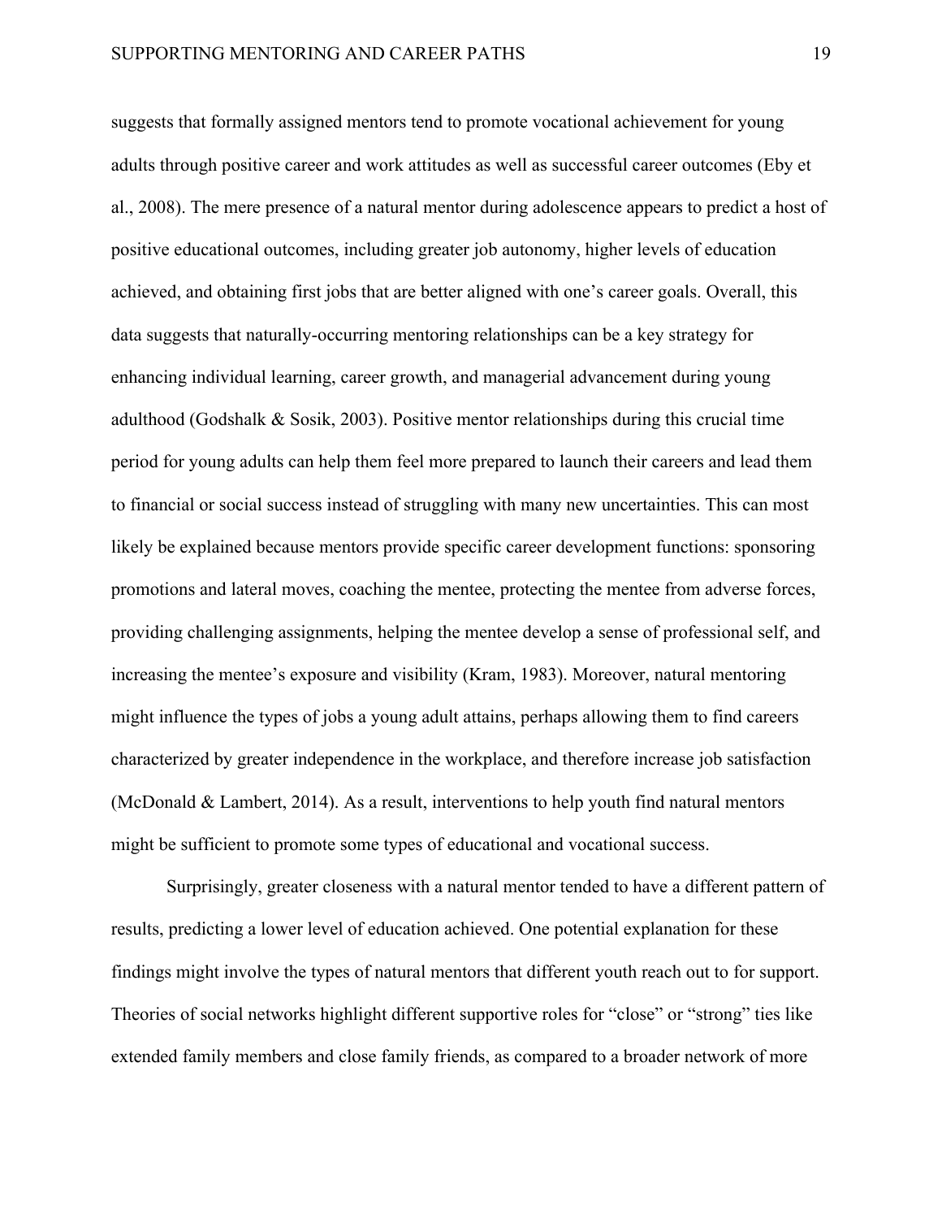suggests that formally assigned mentors tend to promote vocational achievement for young adults through positive career and work attitudes as well as successful career outcomes (Eby et al., 2008). The mere presence of a natural mentor during adolescence appears to predict a host of positive educational outcomes, including greater job autonomy, higher levels of education achieved, and obtaining first jobs that are better aligned with one's career goals. Overall, this data suggests that naturally-occurring mentoring relationships can be a key strategy for enhancing individual learning, career growth, and managerial advancement during young adulthood (Godshalk & Sosik, 2003). Positive mentor relationships during this crucial time period for young adults can help them feel more prepared to launch their careers and lead them to financial or social success instead of struggling with many new uncertainties. This can most likely be explained because mentors provide specific career development functions: sponsoring promotions and lateral moves, coaching the mentee, protecting the mentee from adverse forces, providing challenging assignments, helping the mentee develop a sense of professional self, and increasing the mentee's exposure and visibility (Kram, 1983). Moreover, natural mentoring might influence the types of jobs a young adult attains, perhaps allowing them to find careers characterized by greater independence in the workplace, and therefore increase job satisfaction (McDonald & Lambert, 2014). As a result, interventions to help youth find natural mentors might be sufficient to promote some types of educational and vocational success.

Surprisingly, greater closeness with a natural mentor tended to have a different pattern of results, predicting a lower level of education achieved. One potential explanation for these findings might involve the types of natural mentors that different youth reach out to for support. Theories of social networks highlight different supportive roles for "close" or "strong" ties like extended family members and close family friends, as compared to a broader network of more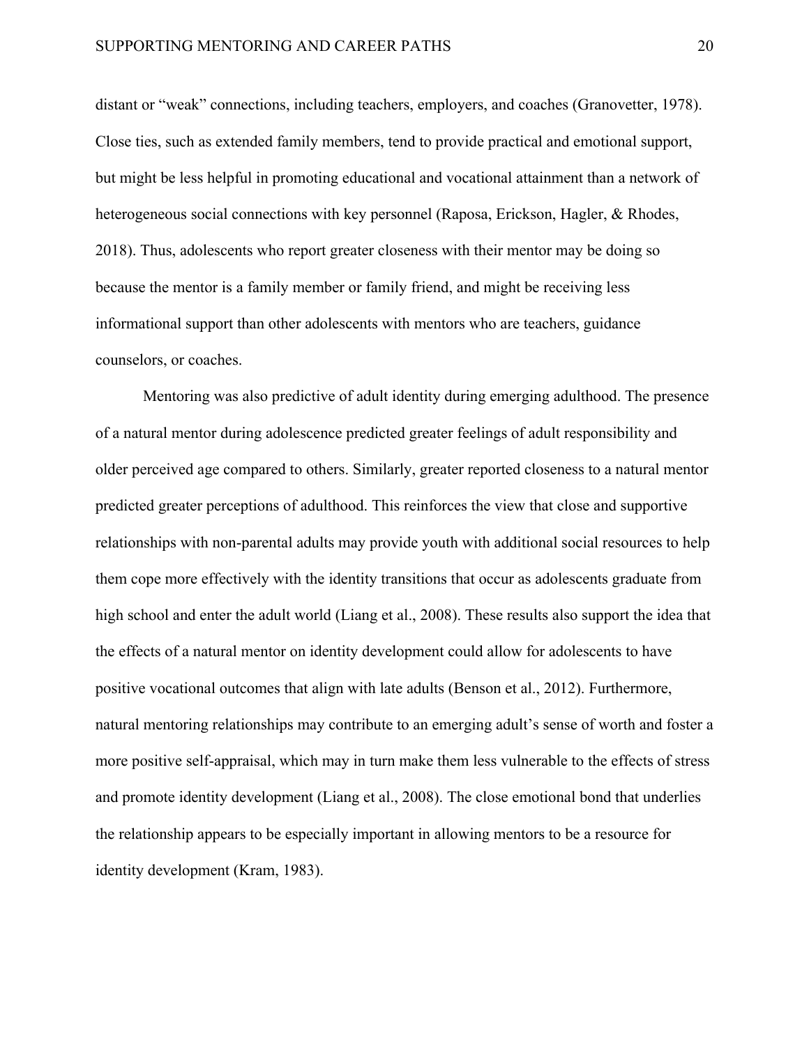distant or "weak" connections, including teachers, employers, and coaches (Granovetter, 1978). Close ties, such as extended family members, tend to provide practical and emotional support, but might be less helpful in promoting educational and vocational attainment than a network of heterogeneous social connections with key personnel (Raposa, Erickson, Hagler, & Rhodes, 2018). Thus, adolescents who report greater closeness with their mentor may be doing so because the mentor is a family member or family friend, and might be receiving less informational support than other adolescents with mentors who are teachers, guidance counselors, or coaches.

Mentoring was also predictive of adult identity during emerging adulthood. The presence of a natural mentor during adolescence predicted greater feelings of adult responsibility and older perceived age compared to others. Similarly, greater reported closeness to a natural mentor predicted greater perceptions of adulthood. This reinforces the view that close and supportive relationships with non-parental adults may provide youth with additional social resources to help them cope more effectively with the identity transitions that occur as adolescents graduate from high school and enter the adult world (Liang et al., 2008). These results also support the idea that the effects of a natural mentor on identity development could allow for adolescents to have positive vocational outcomes that align with late adults (Benson et al., 2012). Furthermore, natural mentoring relationships may contribute to an emerging adult's sense of worth and foster a more positive self-appraisal, which may in turn make them less vulnerable to the effects of stress and promote identity development (Liang et al., 2008). The close emotional bond that underlies the relationship appears to be especially important in allowing mentors to be a resource for identity development (Kram, 1983).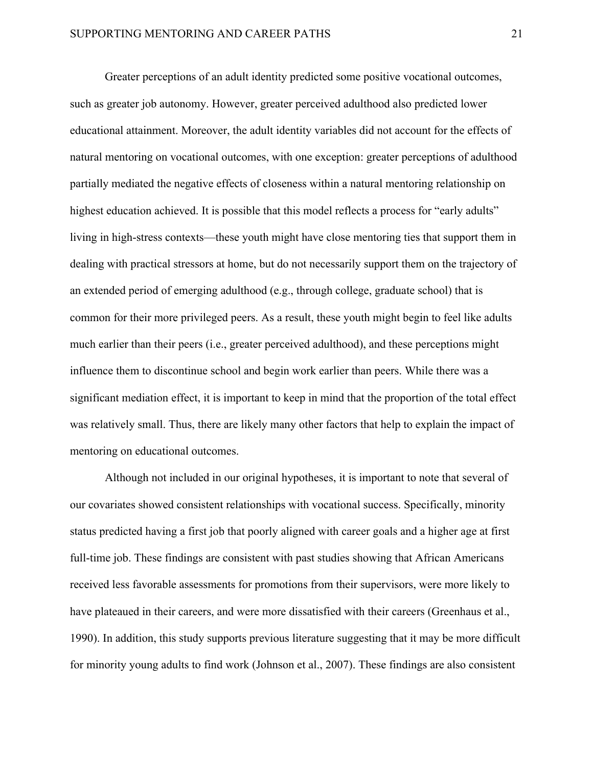Greater perceptions of an adult identity predicted some positive vocational outcomes, such as greater job autonomy. However, greater perceived adulthood also predicted lower educational attainment. Moreover, the adult identity variables did not account for the effects of natural mentoring on vocational outcomes, with one exception: greater perceptions of adulthood partially mediated the negative effects of closeness within a natural mentoring relationship on highest education achieved. It is possible that this model reflects a process for "early adults" living in high-stress contexts—these youth might have close mentoring ties that support them in dealing with practical stressors at home, but do not necessarily support them on the trajectory of an extended period of emerging adulthood (e.g., through college, graduate school) that is common for their more privileged peers. As a result, these youth might begin to feel like adults much earlier than their peers (i.e., greater perceived adulthood), and these perceptions might influence them to discontinue school and begin work earlier than peers. While there was a significant mediation effect, it is important to keep in mind that the proportion of the total effect was relatively small. Thus, there are likely many other factors that help to explain the impact of mentoring on educational outcomes.

Although not included in our original hypotheses, it is important to note that several of our covariates showed consistent relationships with vocational success. Specifically, minority status predicted having a first job that poorly aligned with career goals and a higher age at first full-time job. These findings are consistent with past studies showing that African Americans received less favorable assessments for promotions from their supervisors, were more likely to have plateaued in their careers, and were more dissatisfied with their careers (Greenhaus et al., 1990). In addition, this study supports previous literature suggesting that it may be more difficult for minority young adults to find work (Johnson et al., 2007). These findings are also consistent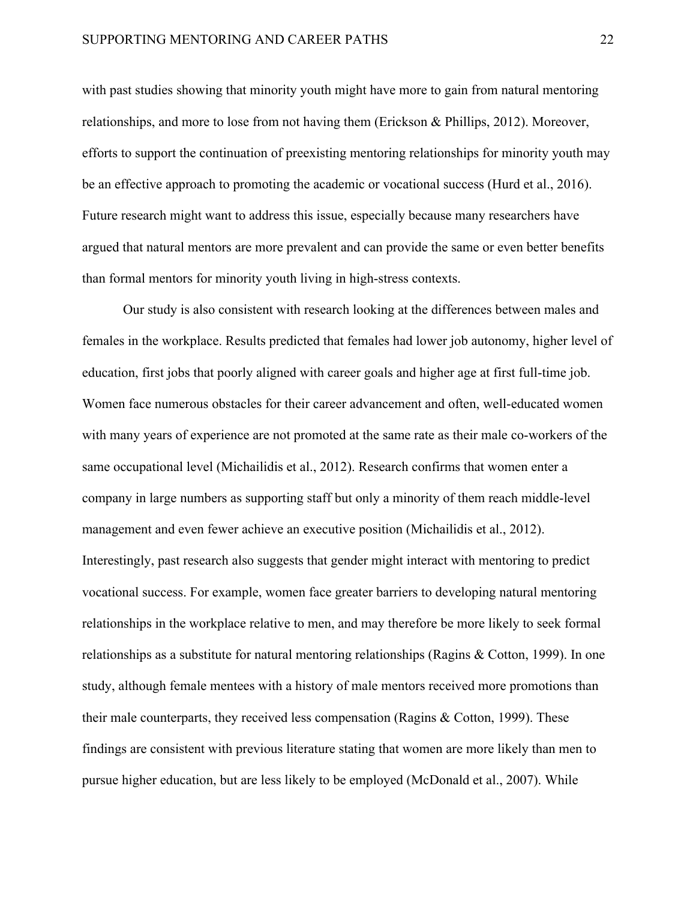with past studies showing that minority youth might have more to gain from natural mentoring relationships, and more to lose from not having them (Erickson & Phillips, 2012). Moreover, efforts to support the continuation of preexisting mentoring relationships for minority youth may be an effective approach to promoting the academic or vocational success (Hurd et al., 2016). Future research might want to address this issue, especially because many researchers have argued that natural mentors are more prevalent and can provide the same or even better benefits than formal mentors for minority youth living in high-stress contexts.

Our study is also consistent with research looking at the differences between males and females in the workplace. Results predicted that females had lower job autonomy, higher level of education, first jobs that poorly aligned with career goals and higher age at first full-time job. Women face numerous obstacles for their career advancement and often, well-educated women with many years of experience are not promoted at the same rate as their male co-workers of the same occupational level (Michailidis et al., 2012). Research confirms that women enter a company in large numbers as supporting staff but only a minority of them reach middle-level management and even fewer achieve an executive position (Michailidis et al., 2012). Interestingly, past research also suggests that gender might interact with mentoring to predict vocational success. For example, women face greater barriers to developing natural mentoring relationships in the workplace relative to men, and may therefore be more likely to seek formal relationships as a substitute for natural mentoring relationships (Ragins & Cotton, 1999). In one study, although female mentees with a history of male mentors received more promotions than their male counterparts, they received less compensation (Ragins & Cotton, 1999). These findings are consistent with previous literature stating that women are more likely than men to pursue higher education, but are less likely to be employed (McDonald et al., 2007). While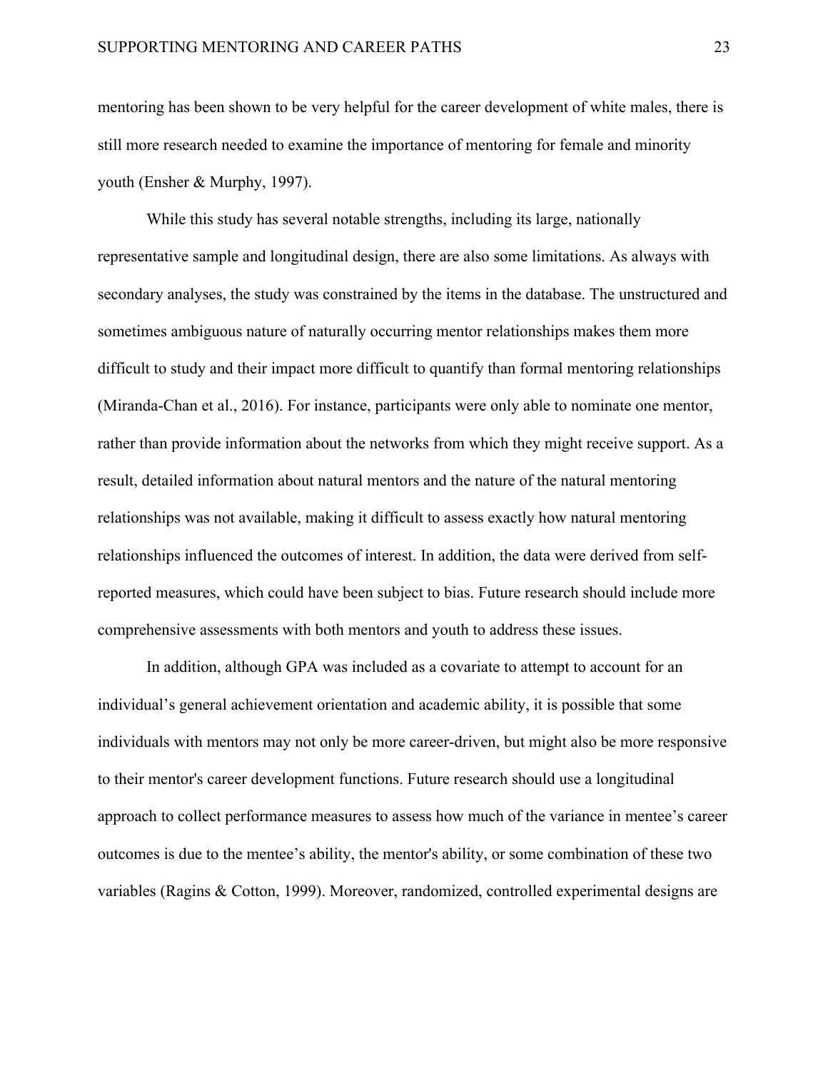mentoring has been shown to be very helpful for the career development of white males, there is still more research needed to examine the importance of mentoring for female and minority youth (Ensher & Murphy, 1997).

While this study has several notable strengths, including its large, nationally representative sample and longitudinal design, there are also some limitations. As always with secondary analyses, the study was constrained by the items in the database. The unstructured and sometimes ambiguous nature of naturally occurring mentor relationships makes them more difficult to study and their impact more difficult to quantify than formal mentoring relationships (Miranda-Chan et al., 2016). For instance, participants were only able to nominate one mentor, rather than provide information about the networks from which they might receive support. As a result, detailed information about natural mentors and the nature of the natural mentoring relationships was not available, making it difficult to assess exactly how natural mentoring relationships influenced the outcomes of interest. In addition, the data were derived from self-reported measures, which could have been subject to bias. Future research should include more comprehensive assessments with both mentors and youth to address these issues.

In addition, although GPA was included as a covariate to attempt to account for an individual's general achievement orientation and academic ability, it is possible that some individuals with mentors may not only be more career-driven, but might also be more responsive to their mentor's career development functions. Future research should use a longitudinal approach to collect performance measures to assess how much of the variance in mentee's career outcomes is due to the mentee's ability, the mentor's ability, or some combination of these two variables (Ragins & Cotton, 1999). Moreover, randomized, controlled experimental designs are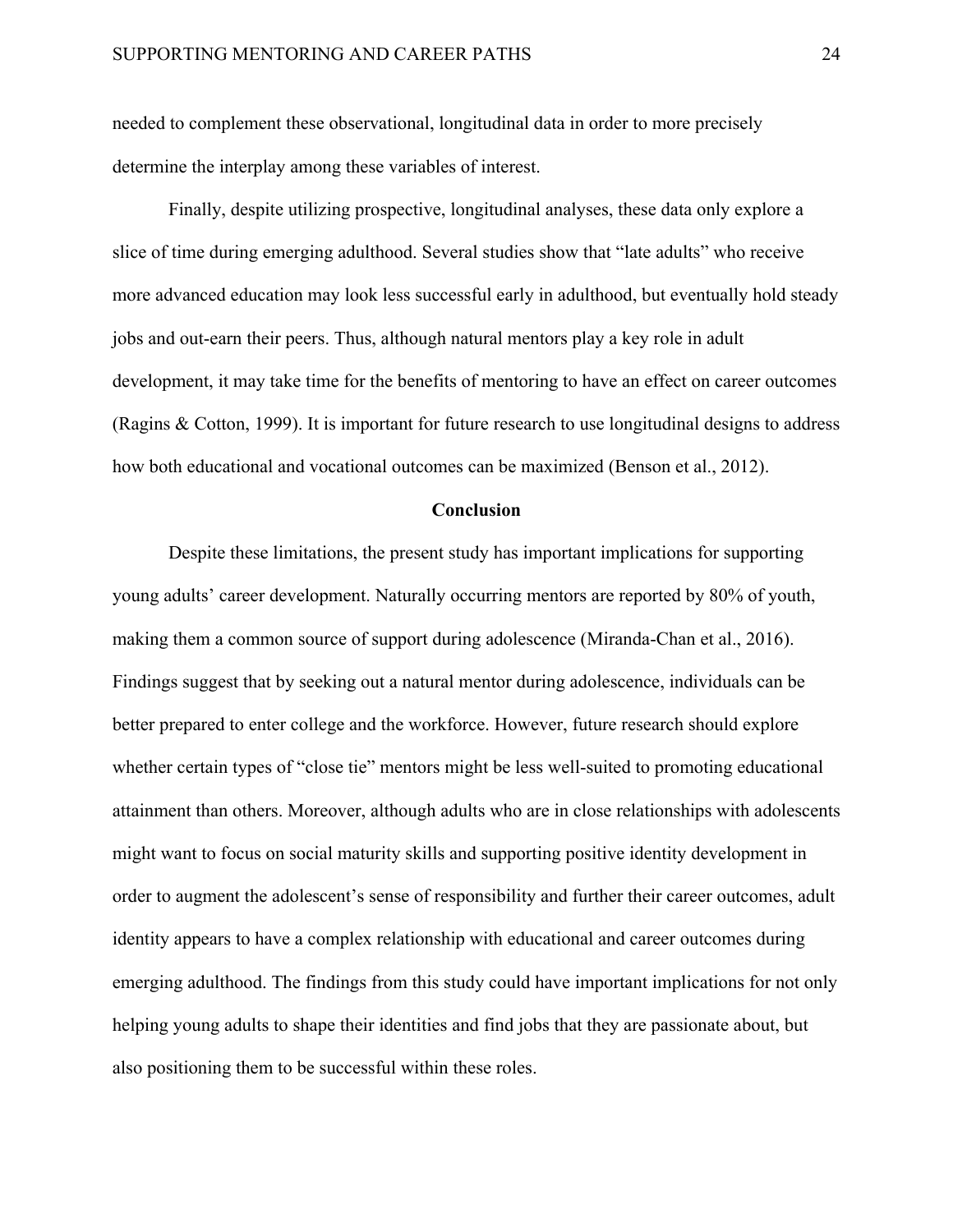needed to complement these observational, longitudinal data in order to more precisely determine the interplay among these variables of interest.

Finally, despite utilizing prospective, longitudinal analyses, these data only explore a slice of time during emerging adulthood. Several studies show that "late adults" who receive more advanced education may look less successful early in adulthood, but eventually hold steady jobs and out-earn their peers. Thus, although natural mentors play a key role in adult development, it may take time for the benefits of mentoring to have an effect on career outcomes (Ragins & Cotton, 1999). It is important for future research to use longitudinal designs to address how both educational and vocational outcomes can be maximized (Benson et al., 2012).

## Conclusion

Despite these limitations, the present study has important implications for supporting young adults' career development. Naturally occurring mentors are reported by 80% of youth, making them a common source of support during adolescence (Miranda-Chan et al., 2016). Findings suggest that by seeking out a natural mentor during adolescence, individuals can be better prepared to enter college and the workforce. However, future research should explore whether certain types of "close tie" mentors might be less well-suited to promoting educational attainment than others. Moreover, although adults who are in close relationships with adolescents might want to focus on social maturity skills and supporting positive identity development in order to augment the adolescent's sense of responsibility and further their career outcomes, adult identity appears to have a complex relationship with educational and career outcomes during emerging adulthood. The findings from this study could have important implications for not only helping young adults to shape their identities and find jobs that they are passionate about, but also positioning them to be successful within these roles.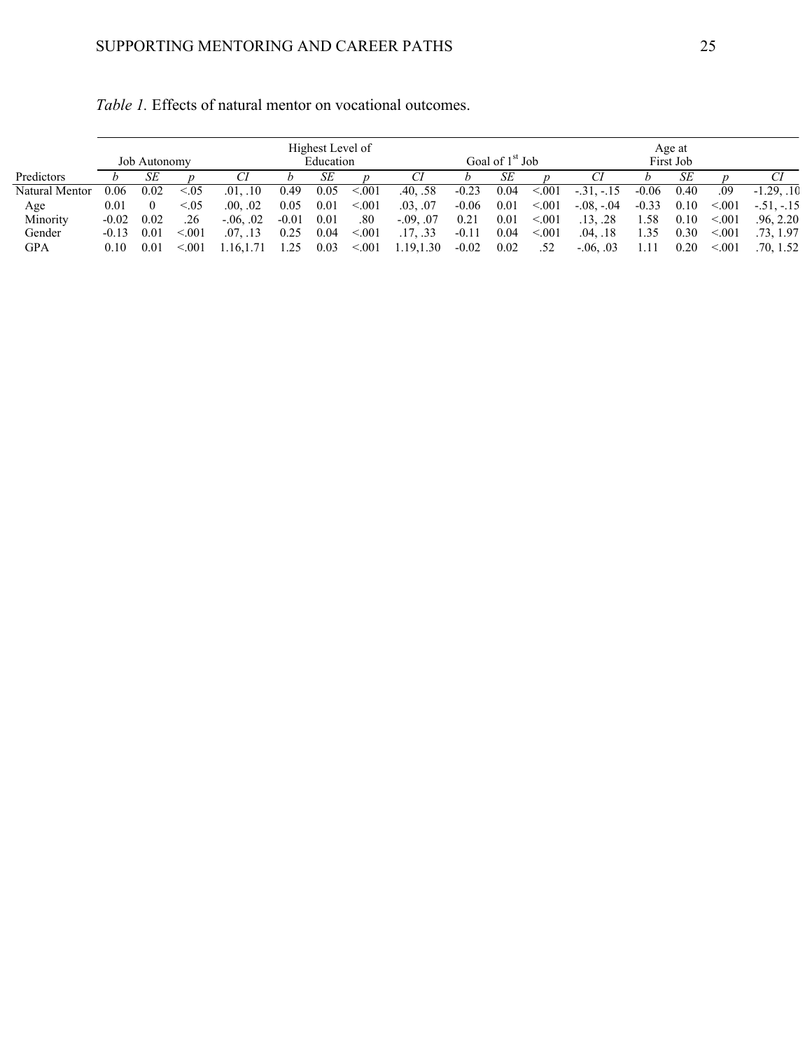*Table 1.* Effects of natural mentor on vocational outcomes.

| | Job Autonomy | | | | Highest Level of Education | | | | Goal of 1st Job | | | | Age at First Job | | | |
|---|---|---|---|---|---|---|---|---|---|---|---|---|---|---|---|---|
| Predictors | *b* | *SE* | *p* | *CI* | *b* | *SE* | *p* | *CI* | *b* | *SE* | *p* | *CI* | *b* | *SE* | *p* | *CI* |
| Natural Mentor | 0.06 | 0.02 | <.05 | .01, .10 | 0.49 | 0.05 | <.001 | .40, .58 | -0.23 | 0.04 | <.001 | -.31, -.15 | -0.06 | 0.40 | .09 | -1.29, .10 |
| Age | 0.01 | 0 | <.05 | .00, .02 | 0.05 | 0.01 | <.001 | .03, .07 | -0.06 | 0.01 | <.001 | -.08, -.04 | -0.33 | 0.10 | <.001 | -.51, -.15 |
| Minority | -0.02 | 0.02 | .26 | -.06, .02 | -0.01 | 0.01 | .80 | -.09, .07 | 0.21 | 0.01 | <.001 | .13, .28 | 1.58 | 0.10 | <.001 | .96, 2.20 |
| Gender | -0.13 | 0.01 | <.001 | .07, .13 | 0.25 | 0.04 | <.001 | .17, .33 | -0.11 | 0.04 | <.001 | .04, .18 | 1.35 | 0.30 | <.001 | .73, 1.97 |
| GPA | 0.10 | 0.01 | <.001 | 1.16,1.71 | 1.25 | 0.03 | <.001 | 1.19,1.30 | -0.02 | 0.02 | .52 | -.06, .03 | 1.11 | 0.20 | <.001 | .70, 1.52 |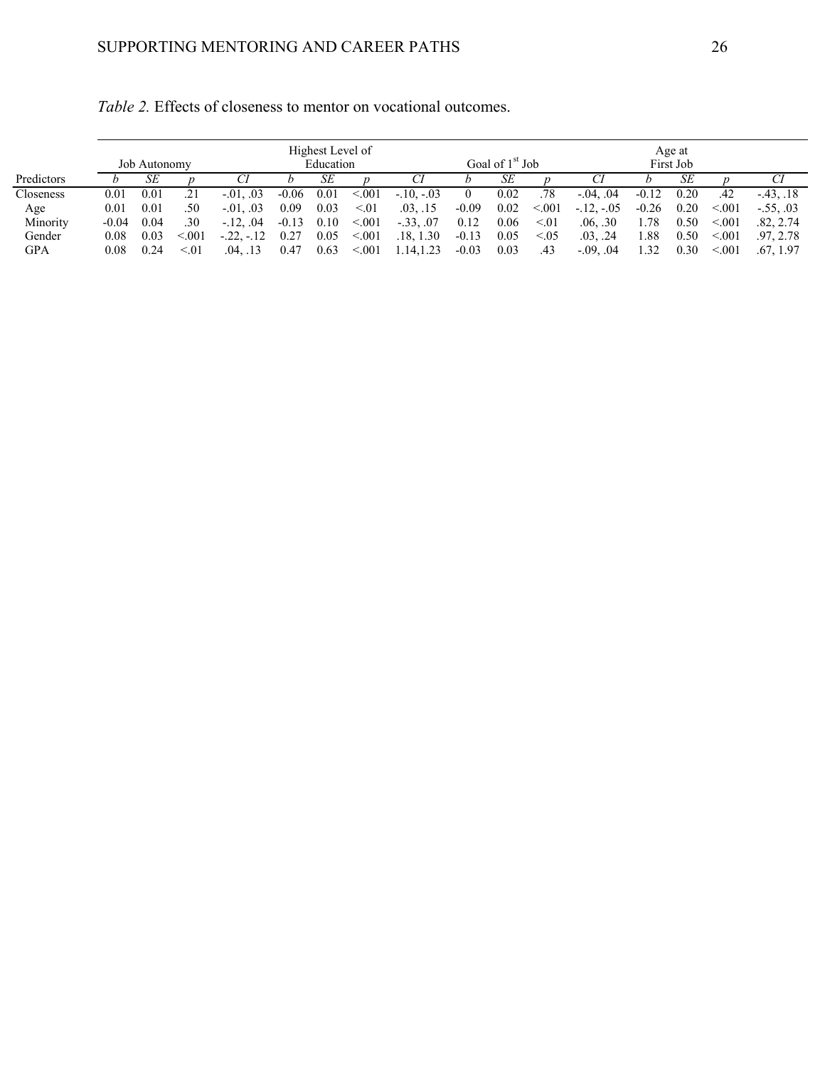*Table 2.* Effects of closeness to mentor on vocational outcomes.

| | Job Autonomy | | | | Highest Level of Education | | | | Goal of 1st Job | | | | Age at First Job | | | |
|---|---|---|---|---|---|---|---|---|---|---|---|---|---|---|---|---|
| Predictors | *b* | *SE* | *p* | *CI* | *b* | *SE* | *p* | *CI* | *b* | *SE* | *p* | *CI* | *b* | *SE* | *p* | *CI* |
| Closeness | 0.01 | 0.01 | .21 | -.01, .03 | -0.06 | 0.01 | <.001 | -.10, -.03 | 0 | 0.02 | .78 | -.04, .04 | -0.12 | 0.20 | .42 | -.43, .18 |
| Age | 0.01 | 0.01 | .50 | -.01, .03 | 0.09 | 0.03 | <.01 | .03, .15 | -0.09 | 0.02 | <.001 | -.12, -.05 | -0.26 | 0.20 | <.001 | -.55, .03 |
| Minority | -0.04 | 0.04 | .30 | -.12, .04 | -0.13 | 0.10 | <.001 | -.33, .07 | 0.12 | 0.06 | <.01 | .06, .30 | 1.78 | 0.50 | <.001 | .82, 2.74 |
| Gender | 0.08 | 0.03 | <.001 | -.22, -.12 | 0.27 | 0.05 | <.001 | .18, 1.30 | -0.13 | 0.05 | <.05 | .03, .24 | 1.88 | 0.50 | <.001 | .97, 2.78 |
| GPA | 0.08 | 0.24 | <.01 | .04, .13 | 0.47 | 0.63 | <.001 | 1.14,1.23 | -0.03 | 0.03 | .43 | -.09, .04 | 1.32 | 0.30 | <.001 | .67, 1.97 |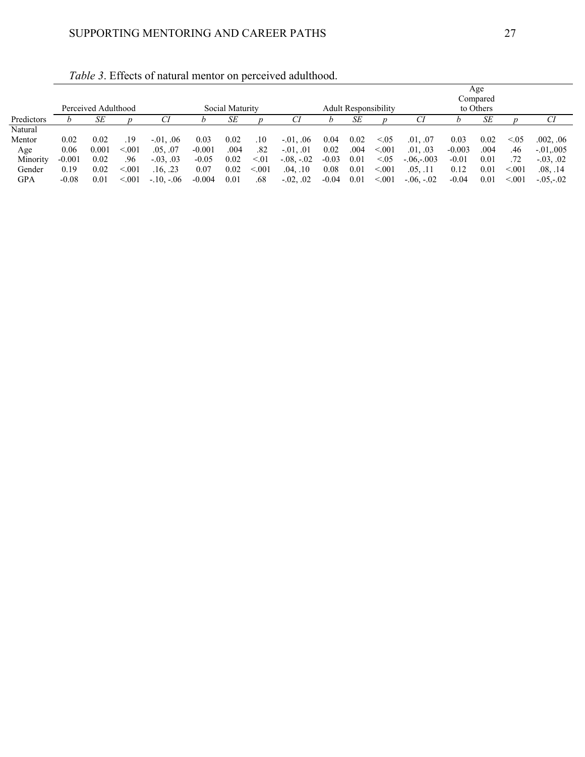*Table 3*. Effects of natural mentor on perceived adulthood.

| | Perceived Adulthood | | | | Social Maturity | | | | Adult Responsibility | | | | Age Compared to Others | | | |
|---|---|---|---|---|---|---|---|---|---|---|---|---|---|---|---|---|
| Predictors | *b* | *SE* | *p* | *CI* | *b* | *SE* | *p* | *CI* | *b* | *SE* | *p* | *CI* | *b* | *SE* | *p* | *CI* |
| Natural Mentor | 0.02 | 0.02 | .19 | -.01, .06 | 0.03 | 0.02 | .10 | -.01, .06 | 0.04 | 0.02 | <.05 | .01, .07 | 0.03 | 0.02 | <.05 | .002, .06 |
| Age | 0.06 | 0.001 | <.001 | .05, .07 | -0.001 | .004 | .82 | -.01, .01 | 0.02 | .004 | <.001 | .01, .03 | -0.003 | .004 | .46 | -.01,.005 |
| Minority | -0.001 | 0.02 | .96 | -.03, .03 | -0.05 | 0.02 | <.01 | -.08, -.02 | -0.03 | 0.01 | <.05 | -.06,-.003 | -0.01 | 0.01 | .72 | -.03, .02 |
| Gender | 0.19 | 0.02 | <.001 | .16, .23 | 0.07 | 0.02 | <.001 | .04, .10 | 0.08 | 0.01 | <.001 | .05, .11 | 0.12 | 0.01 | <.001 | .08, .14 |
| GPA | -0.08 | 0.01 | <.001 | -.10, -.06 | -0.004 | 0.01 | .68 | -.02, .02 | -0.04 | 0.01 | <.001 | -.06, -.02 | -0.04 | 0.01 | <.001 | -.05,-.02 |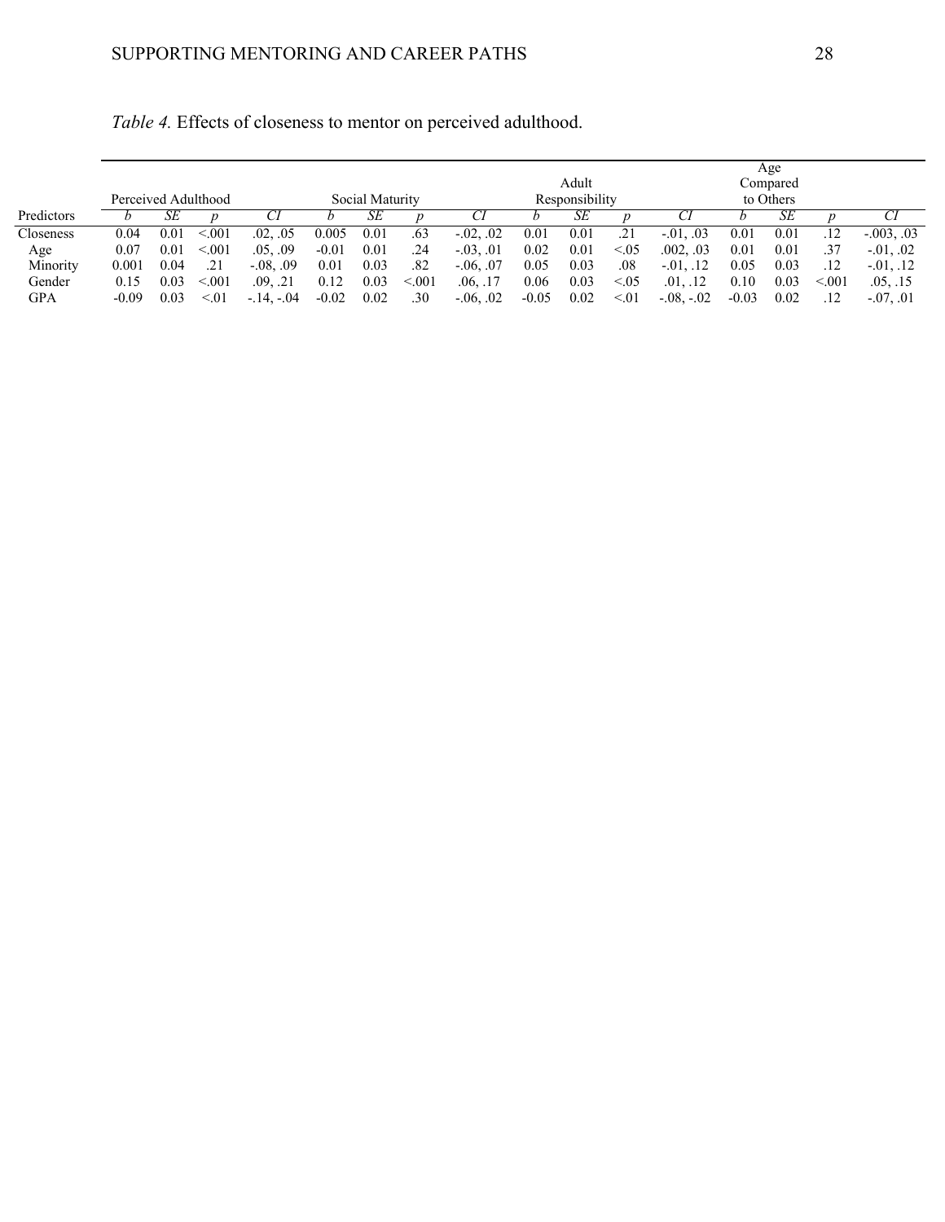*Table 4.* Effects of closeness to mentor on perceived adulthood.

| | Perceived Adulthood | | | | Social Maturity | | | | Adult Responsibility | | | | Age Compared to Others | | | |
|---|---|---|---|---|---|---|---|---|---|---|---|---|---|---|---|---|
| Predictors | *b* | *SE* | *p* | *CI* | *b* | *SE* | *p* | *CI* | *b* | *SE* | *p* | *CI* | *b* | *SE* | *p* | *CI* |
| Closeness | 0.04 | 0.01 | <.001 | .02, .05 | 0.005 | 0.01 | .63 | -.02, .02 | 0.01 | 0.01 | .21 | -.01, .03 | 0.01 | 0.01 | .12 | -.003, .03 |
| Age | 0.07 | 0.01 | <.001 | .05, .09 | -0.01 | 0.01 | .24 | -.03, .01 | 0.02 | 0.01 | <.05 | .002, .03 | 0.01 | 0.01 | .37 | -.01, .02 |
| Minority | 0.001 | 0.04 | .21 | -.08, .09 | 0.01 | 0.03 | .82 | -.06, .07 | 0.05 | 0.03 | .08 | -.01, .12 | 0.05 | 0.03 | .12 | -.01, .12 |
| Gender | 0.15 | 0.03 | <.001 | .09, .21 | 0.12 | 0.03 | <.001 | .06, .17 | 0.06 | 0.03 | <.05 | .01, .12 | 0.10 | 0.03 | <.001 | .05, .15 |
| GPA | -0.09 | 0.03 | <.01 | -.14, -.04 | -0.02 | 0.02 | .30 | -.06, .02 | -0.05 | 0.02 | <.01 | -.08, -.02 | -0.03 | 0.02 | .12 | -.07, .01 |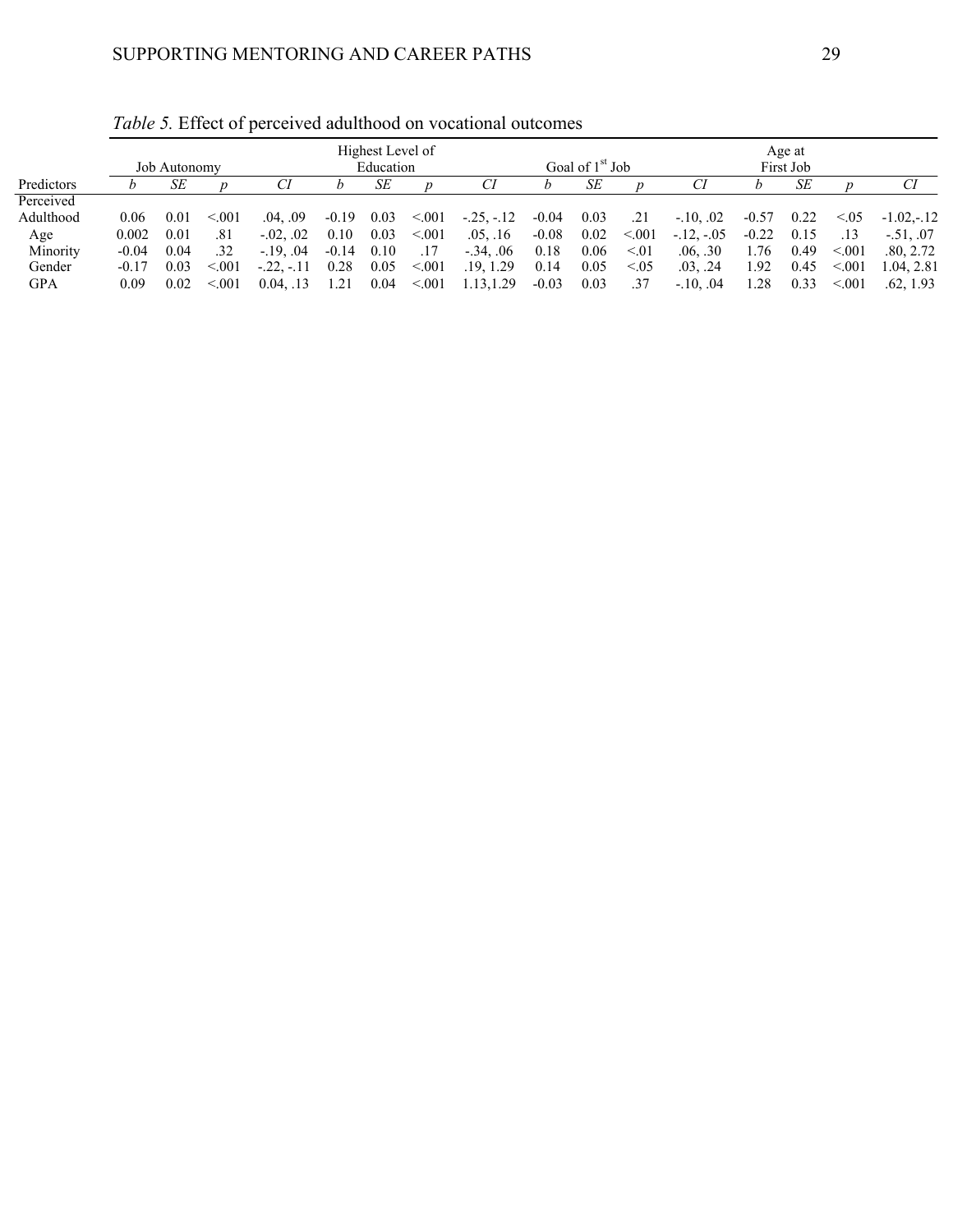*Table 5.* Effect of perceived adulthood on vocational outcomes

| | Job Autonomy | | | | Highest Level of Education | | | | Goal of 1st Job | | | | Age at First Job | | | |
|---|---|---|---|---|---|---|---|---|---|---|---|---|---|---|---|---|
| Predictors | *b* | *SE* | *p* | *CI* | *b* | *SE* | *p* | *CI* | *b* | *SE* | *p* | *CI* | *b* | *SE* | *p* | *CI* |
| Perceived Adulthood | 0.06 | 0.01 | <.001 | .04, .09 | -0.19 | 0.03 | <.001 | -.25, -.12 | -0.04 | 0.03 | .21 | -.10, .02 | -0.57 | 0.22 | <.05 | -1.02,-.12 |
| Age | 0.002 | 0.01 | .81 | -.02, .02 | 0.10 | 0.03 | <.001 | .05, .16 | -0.08 | 0.02 | <.001 | -.12, -.05 | -0.22 | 0.15 | .13 | -.51, .07 |
| Minority | -0.04 | 0.04 | .32 | -.19, .04 | -0.14 | 0.10 | .17 | -.34, .06 | 0.18 | 0.06 | <.01 | .06, .30 | 1.76 | 0.49 | <.001 | .80, 2.72 |
| Gender | -0.17 | 0.03 | <.001 | -.22, -.11 | 0.28 | 0.05 | <.001 | .19, 1.29 | 0.14 | 0.05 | <.05 | .03, .24 | 1.92 | 0.45 | <.001 | 1.04, 2.81 |
| GPA | 0.09 | 0.02 | <.001 | 0.04, .13 | 1.21 | 0.04 | <.001 | 1.13,1.29 | -0.03 | 0.03 | .37 | -.10, .04 | 1.28 | 0.33 | <.001 | .62, 1.93 |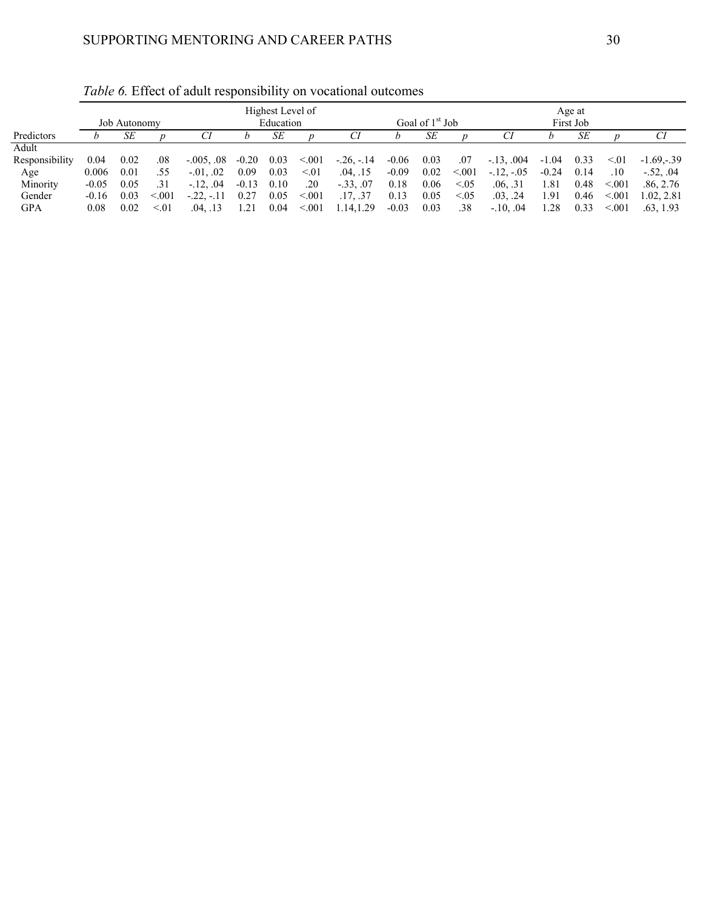*Table 6.* Effect of adult responsibility on vocational outcomes

| | Job Autonomy | | | | Highest Level of Education | | | | Goal of 1st Job | | | | Age at First Job | | | |
|---|---|---|---|---|---|---|---|---|---|---|---|---|---|---|---|---|
| Predictors | *b* | *SE* | *p* | *CI* | *b* | *SE* | *p* | *CI* | *b* | *SE* | *p* | *CI* | *b* | *SE* | *p* | *CI* |
| Adult Responsibility | 0.04 | 0.02 | .08 | -.005, .08 | -0.20 | 0.03 | <.001 | -.26, -.14 | -0.06 | 0.03 | .07 | -.13, .004 | -1.04 | 0.33 | <.01 | -1.69,-.39 |
| Age | 0.006 | 0.01 | .55 | -.01, .02 | 0.09 | 0.03 | <.01 | .04, .15 | -0.09 | 0.02 | <.001 | -.12, -.05 | -0.24 | 0.14 | .10 | -.52, .04 |
| Minority | -0.05 | 0.05 | .31 | -.12, .04 | -0.13 | 0.10 | .20 | -.33, .07 | 0.18 | 0.06 | <.05 | .06, .31 | 1.81 | 0.48 | <.001 | .86, 2.76 |
| Gender | -0.16 | 0.03 | <.001 | -.22, -.11 | 0.27 | 0.05 | <.001 | .17, .37 | 0.13 | 0.05 | <.05 | .03, .24 | 1.91 | 0.46 | <.001 | 1.02, 2.81 |
| GPA | 0.08 | 0.02 | <.01 | .04, .13 | 1.21 | 0.04 | <.001 | 1.14,1.29 | -0.03 | 0.03 | .38 | -.10, .04 | 1.28 | 0.33 | <.001 | .63, 1.93 |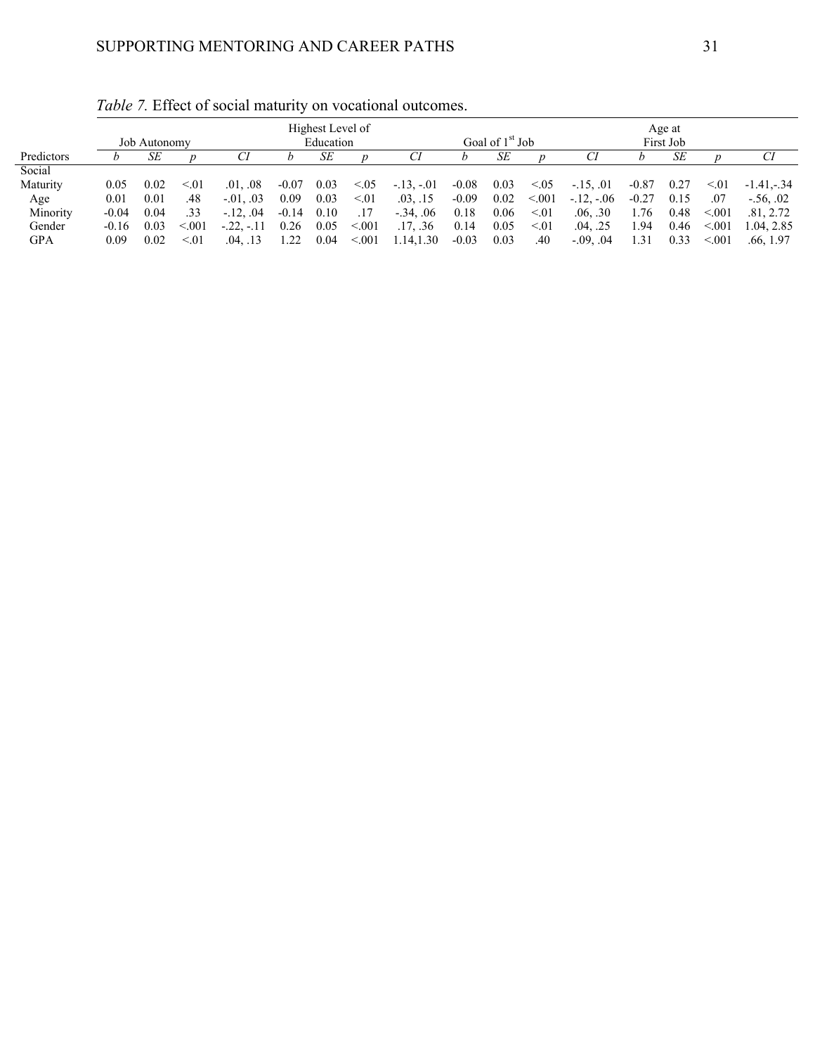*Table 7.* Effect of social maturity on vocational outcomes.

| | Job Autonomy | | | | Highest Level of Education | | | | Goal of 1st Job | | | | Age at First Job | | | |
|---|---|---|---|---|---|---|---|---|---|---|---|---|---|---|---|---|
| Predictors | *b* | *SE* | *p* | *CI* | *b* | *SE* | *p* | *CI* | *b* | *SE* | *p* | *CI* | *b* | *SE* | *p* | *CI* |
| Social Maturity | 0.05 | 0.02 | <.01 | .01, .08 | -0.07 | 0.03 | <.05 | -.13, -.01 | -0.08 | 0.03 | <.05 | -.15, .01 | -0.87 | 0.27 | <.01 | -1.41,-.34 |
| Age | 0.01 | 0.01 | .48 | -.01, .03 | 0.09 | 0.03 | <.01 | .03, .15 | -0.09 | 0.02 | <.001 | -.12, -.06 | -0.27 | 0.15 | .07 | -.56, .02 |
| Minority | -0.04 | 0.04 | .33 | -.12, .04 | -0.14 | 0.10 | .17 | -.34, .06 | 0.18 | 0.06 | <.01 | .06, .30 | 1.76 | 0.48 | <.001 | .81, 2.72 |
| Gender | -0.16 | 0.03 | <.001 | -.22, -.11 | 0.26 | 0.05 | <.001 | .17, .36 | 0.14 | 0.05 | <.01 | .04, .25 | 1.94 | 0.46 | <.001 | 1.04, 2.85 |
| GPA | 0.09 | 0.02 | <.01 | .04, .13 | 1.22 | 0.04 | <.001 | 1.14,1.30 | -0.03 | 0.03 | .40 | -.09, .04 | 1.31 | 0.33 | <.001 | .66, 1.97 |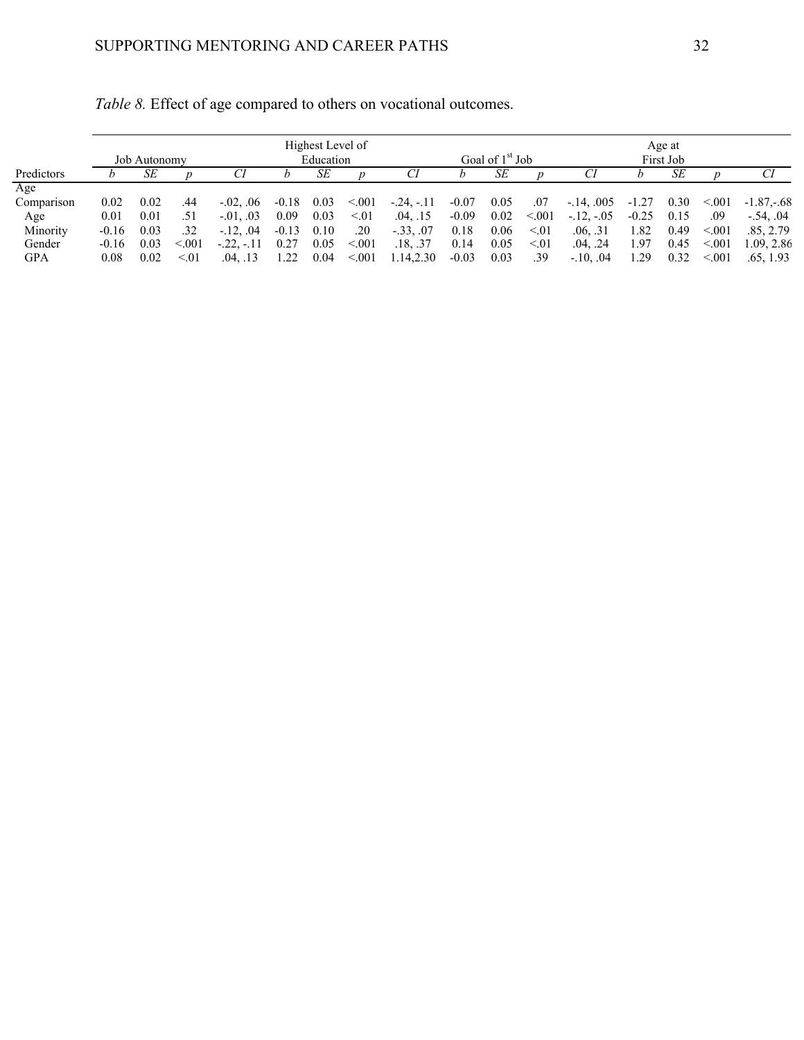*Table 8.* Effect of age compared to others on vocational outcomes.

| | Job Autonomy | | | | Highest Level of Education | | | | Goal of 1st Job | | | | Age at First Job | | | |
|---|---|---|---|---|---|---|---|---|---|---|---|---|---|---|---|---|
| Predictors | *b* | *SE* | *p* | *CI* | *b* | *SE* | *p* | *CI* | *b* | *SE* | *p* | *CI* | *b* | *SE* | *p* | *CI* |
| Age Comparison | 0.02 | 0.02 | .44 | -.02, .06 | -0.18 | 0.03 | <.001 | -.24, -.11 | -0.07 | 0.05 | .07 | -.14, .005 | -1.27 | 0.30 | <.001 | -1.87,-.68 |
| Age | 0.01 | 0.01 | .51 | -.01, .03 | 0.09 | 0.03 | <.01 | .04, .15 | -0.09 | 0.02 | <.001 | -.12, -.05 | -0.25 | 0.15 | .09 | -.54, .04 |
| Minority | -0.16 | 0.03 | .32 | -.12, .04 | -0.13 | 0.10 | .20 | -.33, .07 | 0.18 | 0.06 | <.01 | .06, .31 | 1.82 | 0.49 | <.001 | .85, 2.79 |
| Gender | -0.16 | 0.03 | <.001 | -.22, -.11 | 0.27 | 0.05 | <.001 | .18, .37 | 0.14 | 0.05 | <.01 | .04, .24 | 1.97 | 0.45 | <.001 | 1.09, 2.86 |
| GPA | 0.08 | 0.02 | <.01 | .04, .13 | 1.22 | 0.04 | <.001 | 1.14,2.30 | -0.03 | 0.03 | .39 | -.10, .04 | 1.29 | 0.32 | <.001 | .65, 1.93 |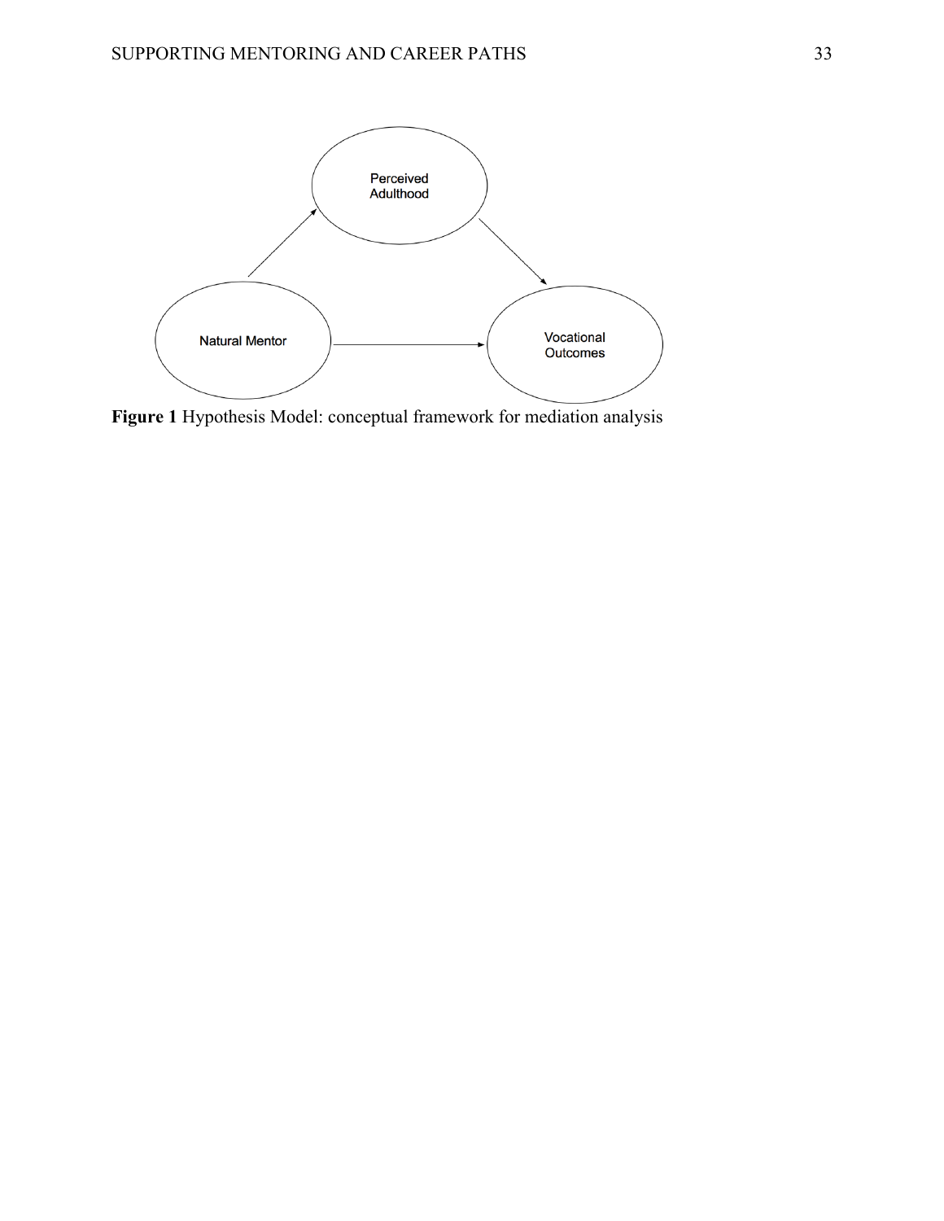**Figure 1** Hypothesis Model: conceptual framework for mediation analysis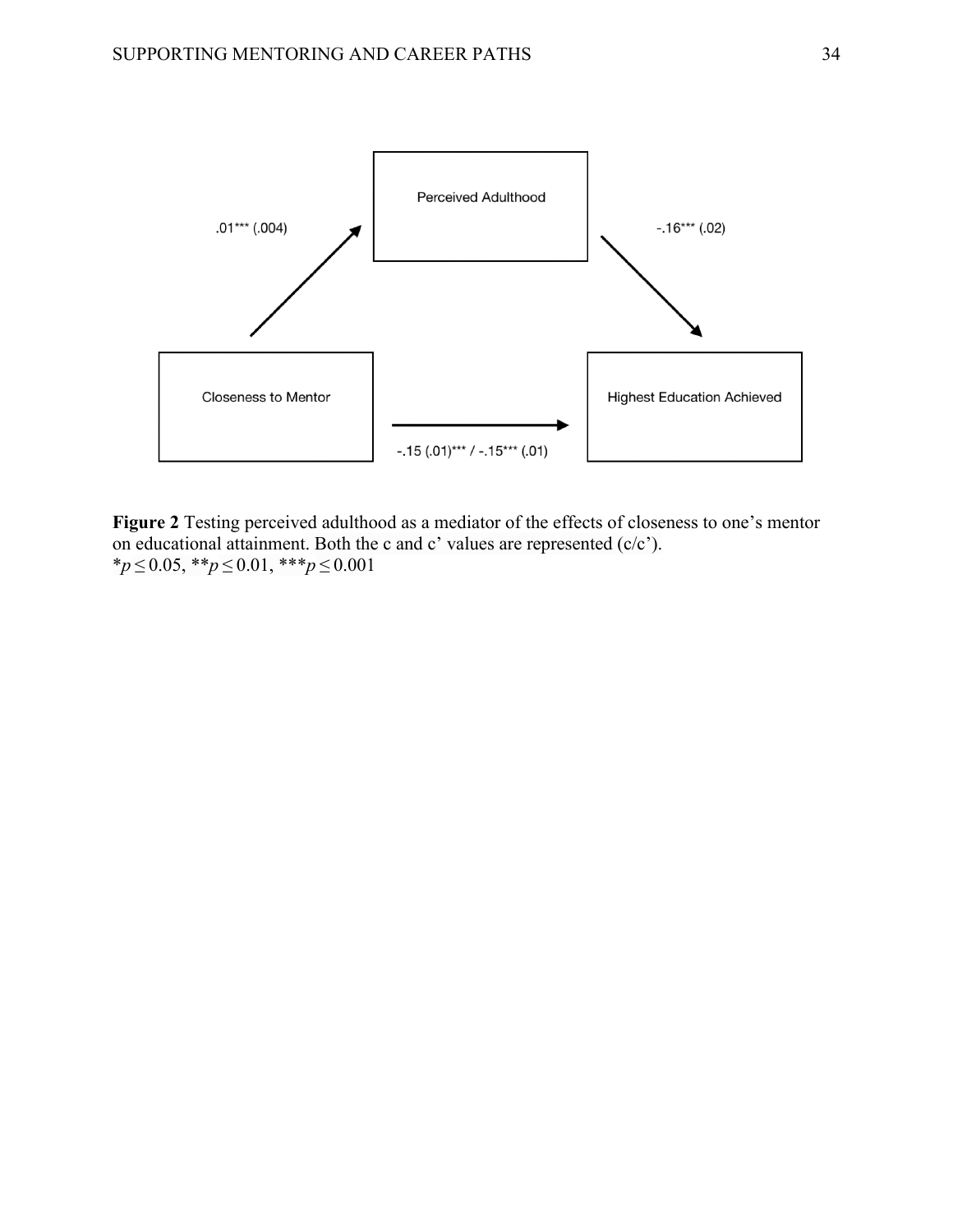Perceived Adulthood

.01*** (.004)

-.16*** (.02)

Closeness to Mentor

Highest Education Achieved

-.15 (.01)*** / -.15*** (.01)

**Figure 2** Testing perceived adulthood as a mediator of the effects of closeness to one's mentor on educational attainment. Both the c and c' values are represented (c/c').
$^{*}p \leq 0.05$, $^{**}p \leq 0.01$, $^{***}p \leq 0.001$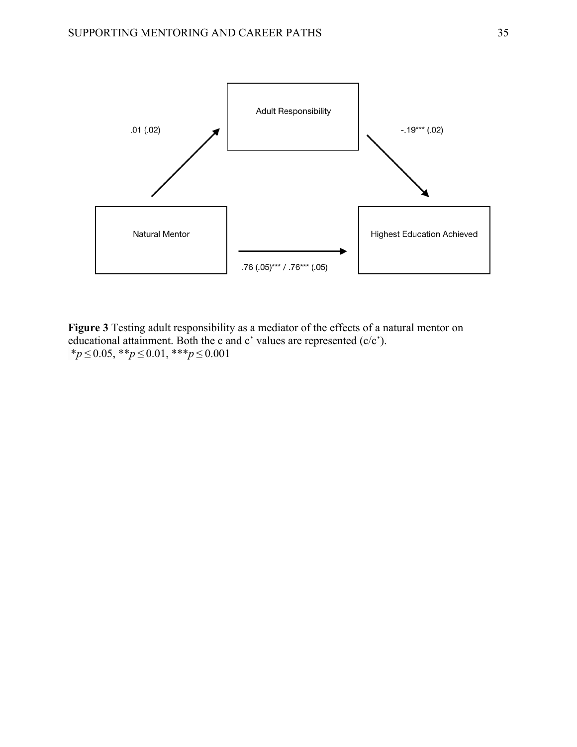Adult Responsibility

.01 (.02)

-.19*** (.02)

Natural Mentor

Highest Education Achieved

.76 (.05)*** / .76*** (.05)

**Figure 3** Testing adult responsibility as a mediator of the effects of a natural mentor on educational attainment. Both the c and c' values are represented (c/c').
*$p \leq 0.05$, **$p \leq 0.01$, ***$p \leq 0.001$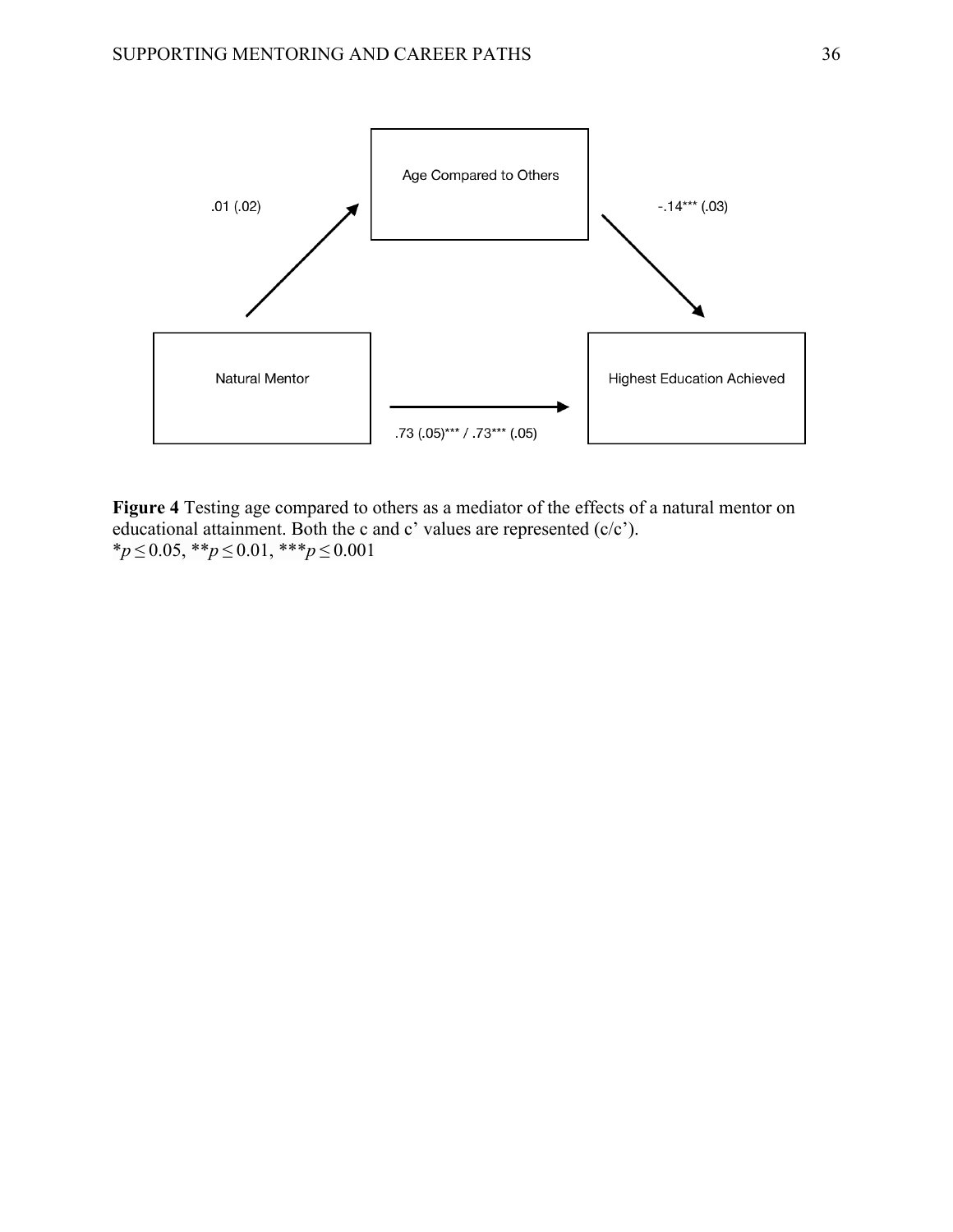Age Compared to Others

.01 (.02)

-.14*** (.03)

Natural Mentor

Highest Education Achieved

.73 (.05)*** / .73*** (.05)

**Figure 4** Testing age compared to others as a mediator of the effects of a natural mentor on educational attainment. Both the c and c' values are represented (c/c').
$^{*}p \leq 0.05$, $^{**}p \leq 0.01$, $^{***}p \leq 0.001$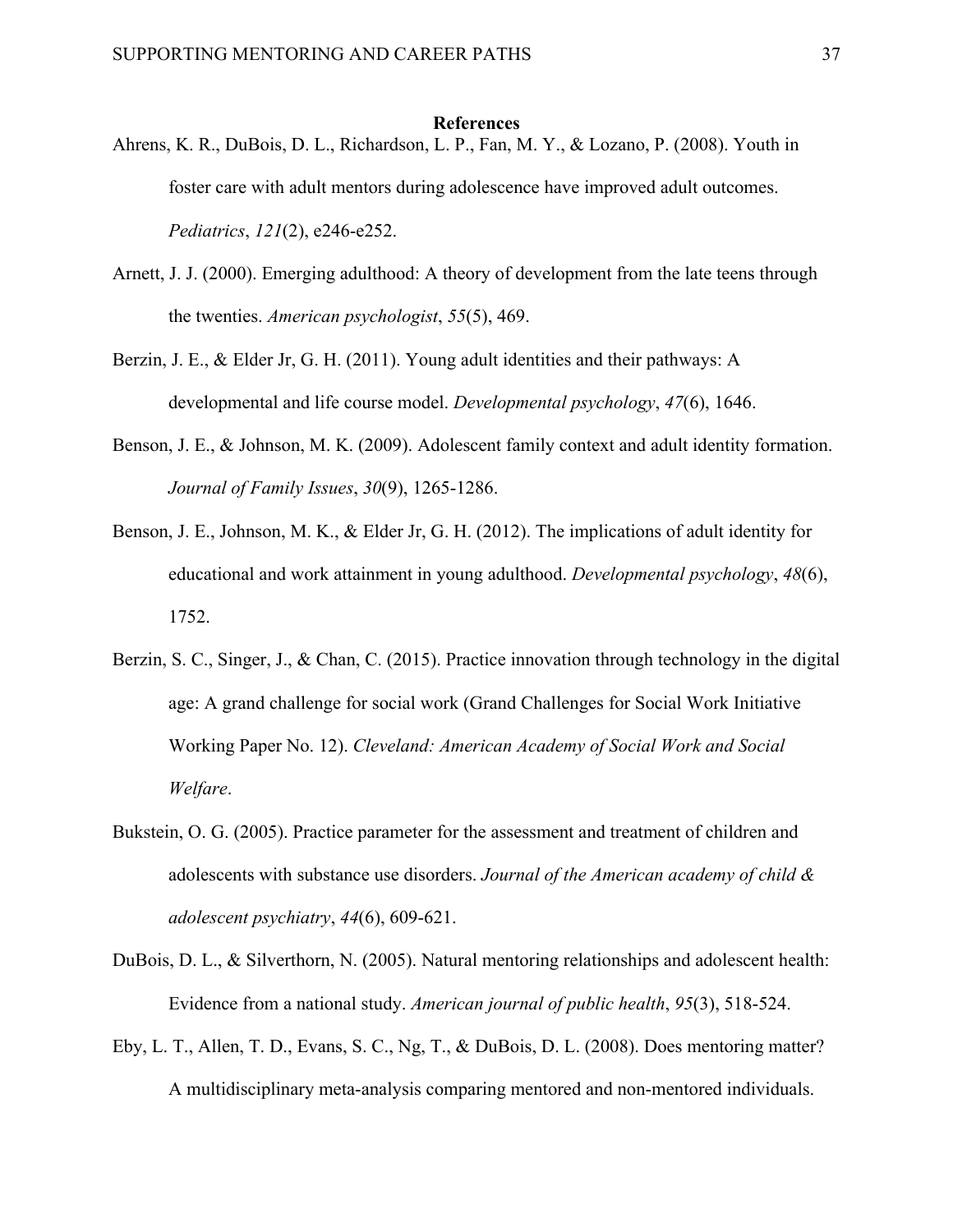# References

Ahrens, K. R., DuBois, D. L., Richardson, L. P., Fan, M. Y., & Lozano, P. (2008). Youth in foster care with adult mentors during adolescence have improved adult outcomes. *Pediatrics*, *121*(2), e246-e252.

Arnett, J. J. (2000). Emerging adulthood: A theory of development from the late teens through the twenties. *American psychologist*, *55*(5), 469.

Berzin, J. E., & Elder Jr, G. H. (2011). Young adult identities and their pathways: A developmental and life course model. *Developmental psychology*, *47*(6), 1646.

Benson, J. E., & Johnson, M. K. (2009). Adolescent family context and adult identity formation. *Journal of Family Issues*, *30*(9), 1265-1286.

Benson, J. E., Johnson, M. K., & Elder Jr, G. H. (2012). The implications of adult identity for educational and work attainment in young adulthood. *Developmental psychology*, *48*(6), 1752.

Berzin, S. C., Singer, J., & Chan, C. (2015). Practice innovation through technology in the digital age: A grand challenge for social work (Grand Challenges for Social Work Initiative Working Paper No. 12). *Cleveland: American Academy of Social Work and Social Welfare*.

Bukstein, O. G. (2005). Practice parameter for the assessment and treatment of children and adolescents with substance use disorders. *Journal of the American academy of child & adolescent psychiatry*, *44*(6), 609-621.

DuBois, D. L., & Silverthorn, N. (2005). Natural mentoring relationships and adolescent health: Evidence from a national study. *American journal of public health*, *95*(3), 518-524.

Eby, L. T., Allen, T. D., Evans, S. C., Ng, T., & DuBois, D. L. (2008). Does mentoring matter? A multidisciplinary meta-analysis comparing mentored and non-mentored individuals.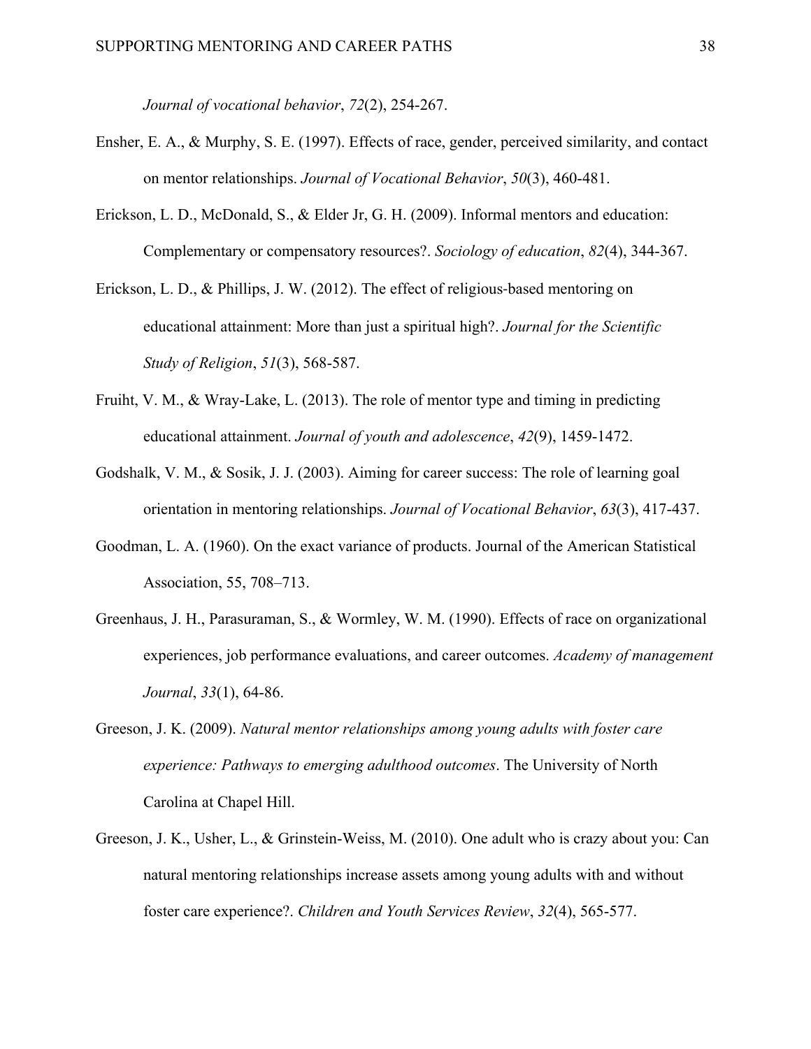*Journal of vocational behavior*, *72*(2), 254-267.

Ensher, E. A., & Murphy, S. E. (1997). Effects of race, gender, perceived similarity, and contact on mentor relationships. *Journal of Vocational Behavior*, *50*(3), 460-481.

Erickson, L. D., McDonald, S., & Elder Jr, G. H. (2009). Informal mentors and education: Complementary or compensatory resources?. *Sociology of education*, *82*(4), 344-367.

Erickson, L. D., & Phillips, J. W. (2012). The effect of religious‐based mentoring on educational attainment: More than just a spiritual high?. *Journal for the Scientific Study of Religion*, *51*(3), 568-587.

Fruiht, V. M., & Wray-Lake, L. (2013). The role of mentor type and timing in predicting educational attainment. *Journal of youth and adolescence*, *42*(9), 1459-1472.

Godshalk, V. M., & Sosik, J. J. (2003). Aiming for career success: The role of learning goal orientation in mentoring relationships. *Journal of Vocational Behavior*, *63*(3), 417-437.

Goodman, L. A. (1960). On the exact variance of products. Journal of the American Statistical Association, 55, 708–713.

Greenhaus, J. H., Parasuraman, S., & Wormley, W. M. (1990). Effects of race on organizational experiences, job performance evaluations, and career outcomes. *Academy of management Journal*, *33*(1), 64-86.

Greeson, J. K. (2009). *Natural mentor relationships among young adults with foster care experience: Pathways to emerging adulthood outcomes*. The University of North Carolina at Chapel Hill.

Greeson, J. K., Usher, L., & Grinstein-Weiss, M. (2010). One adult who is crazy about you: Can natural mentoring relationships increase assets among young adults with and without foster care experience?. *Children and Youth Services Review*, *32*(4), 565-577.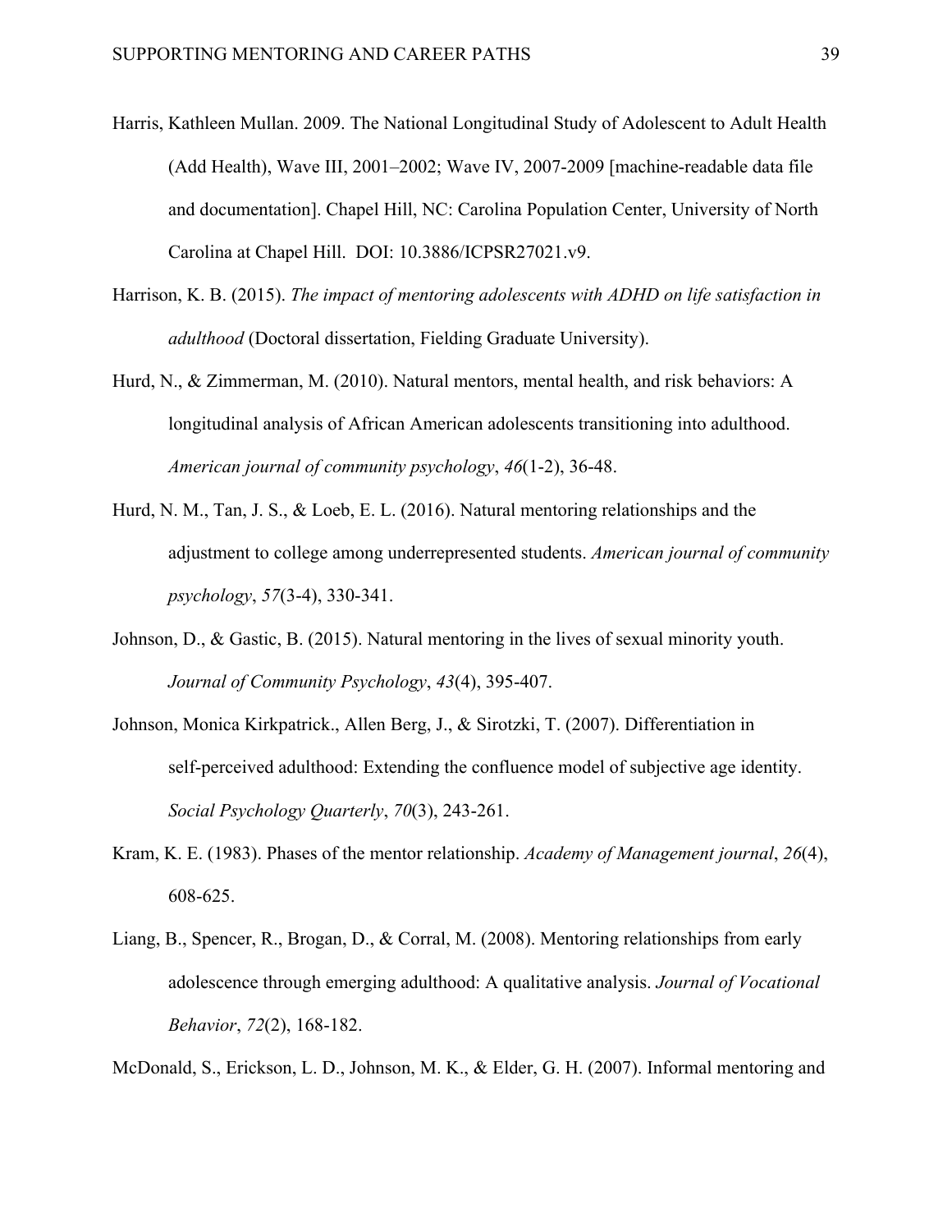Harris, Kathleen Mullan. 2009. The National Longitudinal Study of Adolescent to Adult Health (Add Health), Wave III, 2001–2002; Wave IV, 2007-2009 [machine-readable data file and documentation]. Chapel Hill, NC: Carolina Population Center, University of North Carolina at Chapel Hill. DOI: 10.3886/ICPSR27021.v9.

Harrison, K. B. (2015). *The impact of mentoring adolescents with ADHD on life satisfaction in adulthood* (Doctoral dissertation, Fielding Graduate University).

Hurd, N., & Zimmerman, M. (2010). Natural mentors, mental health, and risk behaviors: A longitudinal analysis of African American adolescents transitioning into adulthood. *American journal of community psychology*, *46*(1-2), 36-48.

Hurd, N. M., Tan, J. S., & Loeb, E. L. (2016). Natural mentoring relationships and the adjustment to college among underrepresented students. *American journal of community psychology*, *57*(3-4), 330-341.

Johnson, D., & Gastic, B. (2015). Natural mentoring in the lives of sexual minority youth. *Journal of Community Psychology*, *43*(4), 395-407.

Johnson, Monica Kirkpatrick., Allen Berg, J., & Sirotzki, T. (2007). Differentiation in self-perceived adulthood: Extending the confluence model of subjective age identity. *Social Psychology Quarterly*, *70*(3), 243-261.

Kram, K. E. (1983). Phases of the mentor relationship. *Academy of Management journal*, *26*(4), 608-625.

Liang, B., Spencer, R., Brogan, D., & Corral, M. (2008). Mentoring relationships from early adolescence through emerging adulthood: A qualitative analysis. *Journal of Vocational Behavior*, *72*(2), 168-182.

McDonald, S., Erickson, L. D., Johnson, M. K., & Elder, G. H. (2007). Informal mentoring and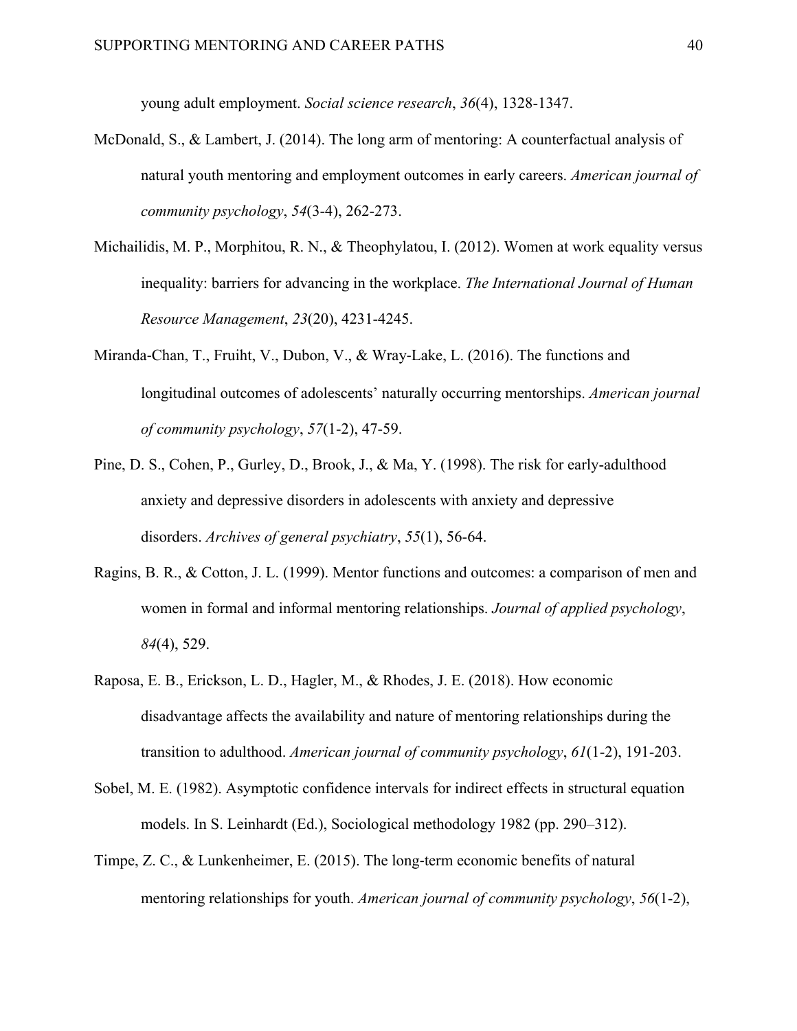young adult employment. *Social science research*, *36*(4), 1328-1347.

McDonald, S., & Lambert, J. (2014). The long arm of mentoring: A counterfactual analysis of natural youth mentoring and employment outcomes in early careers. *American journal of community psychology*, *54*(3-4), 262-273.

Michailidis, M. P., Morphitou, R. N., & Theophylatou, I. (2012). Women at work equality versus inequality: barriers for advancing in the workplace. *The International Journal of Human Resource Management*, *23*(20), 4231-4245.

Miranda-Chan, T., Fruiht, V., Dubon, V., & Wray-Lake, L. (2016). The functions and longitudinal outcomes of adolescents' naturally occurring mentorships. *American journal of community psychology*, *57*(1-2), 47-59.

Pine, D. S., Cohen, P., Gurley, D., Brook, J., & Ma, Y. (1998). The risk for early-adulthood anxiety and depressive disorders in adolescents with anxiety and depressive disorders. *Archives of general psychiatry*, *55*(1), 56-64.

Ragins, B. R., & Cotton, J. L. (1999). Mentor functions and outcomes: a comparison of men and women in formal and informal mentoring relationships. *Journal of applied psychology*, *84*(4), 529.

Raposa, E. B., Erickson, L. D., Hagler, M., & Rhodes, J. E. (2018). How economic disadvantage affects the availability and nature of mentoring relationships during the transition to adulthood. *American journal of community psychology*, *61*(1-2), 191-203.

Sobel, M. E. (1982). Asymptotic confidence intervals for indirect effects in structural equation models. In S. Leinhardt (Ed.), Sociological methodology 1982 (pp. 290–312).

Timpe, Z. C., & Lunkenheimer, E. (2015). The long-term economic benefits of natural mentoring relationships for youth. *American journal of community psychology*, *56*(1-2),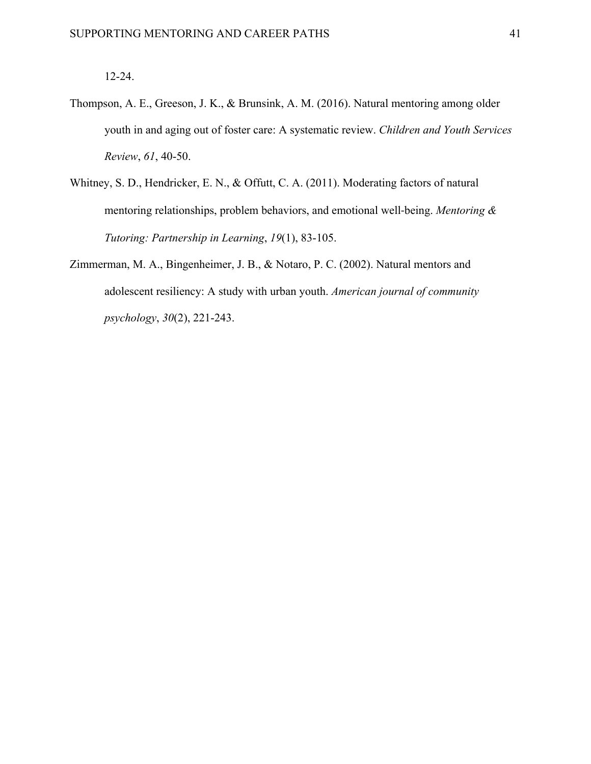12-24.

Thompson, A. E., Greeson, J. K., & Brunsink, A. M. (2016). Natural mentoring among older youth in and aging out of foster care: A systematic review. *Children and Youth Services Review*, *61*, 40-50.

Whitney, S. D., Hendricker, E. N., & Offutt, C. A. (2011). Moderating factors of natural mentoring relationships, problem behaviors, and emotional well-being. *Mentoring & Tutoring: Partnership in Learning*, *19*(1), 83-105.

Zimmerman, M. A., Bingenheimer, J. B., & Notaro, P. C. (2002). Natural mentors and adolescent resiliency: A study with urban youth. *American journal of community psychology*, *30*(2), 221-243.